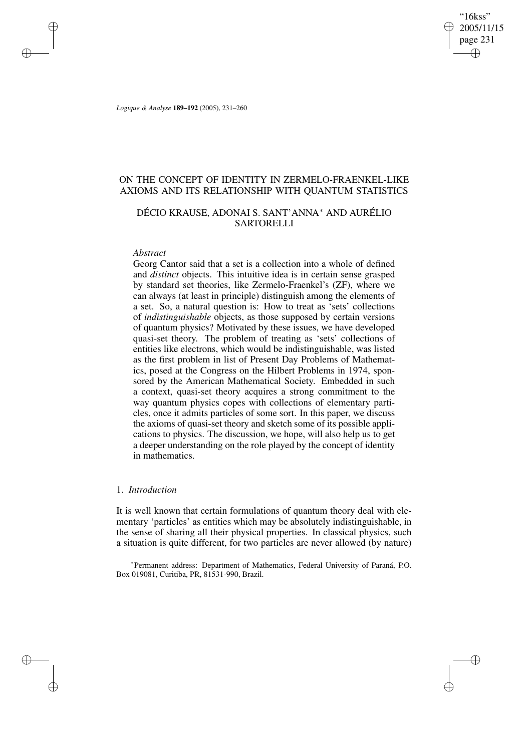# ON THE CONCEPT OF IDENTITY IN ZERMELO-FRAENKEL-LIKE AXIOMS AND ITS RELATIONSHIP WITH QUANTUM STATISTICS

DÉCIO KRAUSE, ADONAI S. SANT'ANNA* AND AURÉLIO SARTORELLI

*Abstract*

Georg Cantor said that a set is a collection into a whole of defined and *distinct* objects. This intuitive idea is in certain sense grasped by standard set theories, like Zermelo-Fraenkel's (ZF), where we can always (at least in principle) distinguish among the elements of a set. So, a natural question is: How to treat as 'sets' collections of *indistinguishable* objects, as those supposed by certain versions of quantum physics? Motivated by these issues, we have developed quasi-set theory. The problem of treating as 'sets' collections of entities like electrons, which would be indistinguishable, was listed as the first problem in list of Present Day Problems of Mathematics, posed at the Congress on the Hilbert Problems in 1974, sponsored by the American Mathematical Society. Embedded in such a context, quasi-set theory acquires a strong commitment to the way quantum physics copes with collections of elementary particles, once it admits particles of some sort. In this paper, we discuss the axioms of quasi-set theory and sketch some of its possible applications to physics. The discussion, we hope, will also help us to get a deeper understanding on the role played by the concept of identity in mathematics.

## 1. *Introduction*

It is well known that certain formulations of quantum theory deal with elementary 'particles' as entities which may be absolutely indistinguishable, in the sense of sharing all their physical properties. In classical physics, such a situation is quite different, for two particles are never allowed (by nature)

*Permanent address: Department of Mathematics, Federal University of Paraná, P.O. Box 019081, Curitiba, PR, 81531-990, Brazil.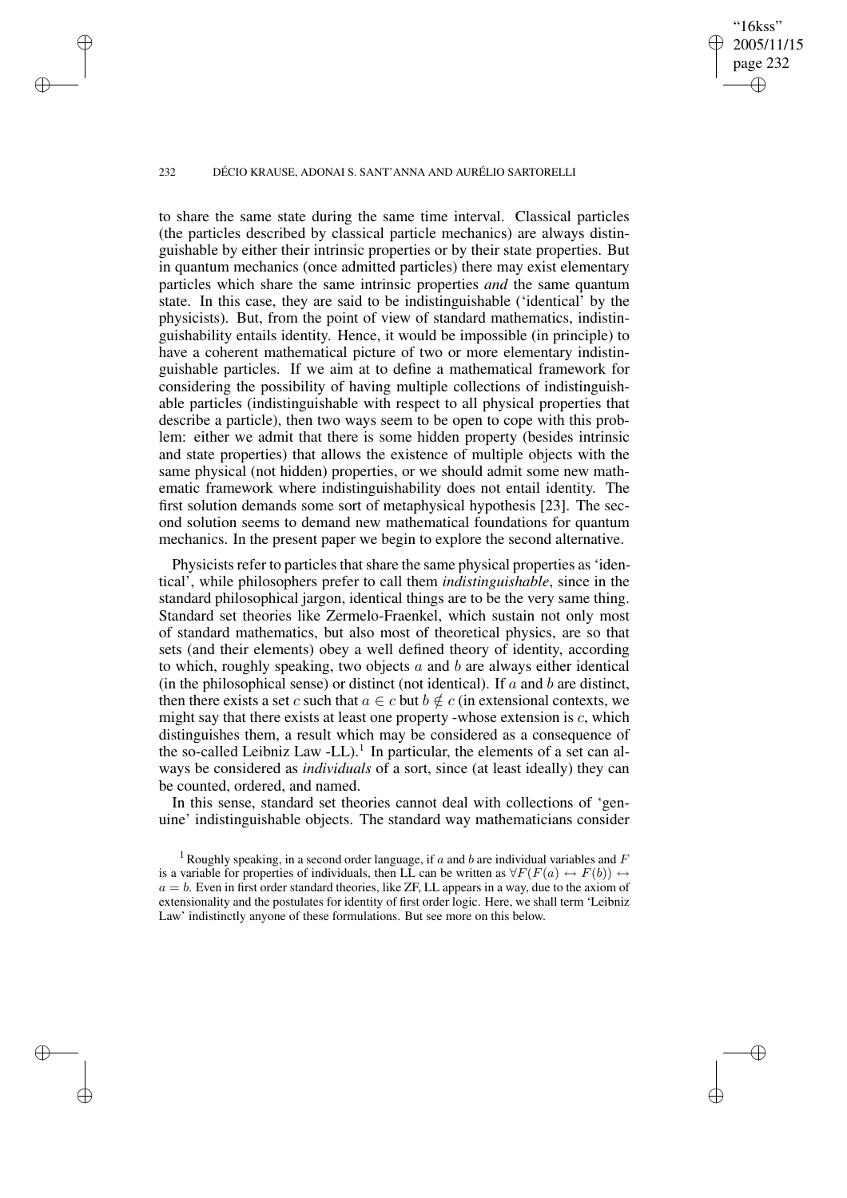to share the same state during the same time interval. Classical particles (the particles described by classical particle mechanics) are always distinguishable by either their intrinsic properties or by their state properties. But in quantum mechanics (once admitted particles) there may exist elementary particles which share the same intrinsic properties *and* the same quantum state. In this case, they are said to be indistinguishable ('identical' by the physicists). But, from the point of view of standard mathematics, indistinguishability entails identity. Hence, it would be impossible (in principle) to have a coherent mathematical picture of two or more elementary indistinguishable particles. If we aim at to define a mathematical framework for considering the possibility of having multiple collections of indistinguishable particles (indistinguishable with respect to all physical properties that describe a particle), then two ways seem to be open to cope with this problem: either we admit that there is some hidden property (besides intrinsic and state properties) that allows the existence of multiple objects with the same physical (not hidden) properties, or we should admit some new mathematic framework where indistinguishability does not entail identity. The first solution demands some sort of metaphysical hypothesis [23]. The second solution seems to demand new mathematical foundations for quantum mechanics. In the present paper we begin to explore the second alternative.

Physicists refer to particles that share the same physical properties as 'identical', while philosophers prefer to call them *indistinguishable*, since in the standard philosophical jargon, identical things are to be the very same thing. Standard set theories like Zermelo-Fraenkel, which sustain not only most of standard mathematics, but also most of theoretical physics, are so that sets (and their elements) obey a well defined theory of identity, according to which, roughly speaking, two objects $a$ and $b$ are always either identical (in the philosophical sense) or distinct (not identical). If $a$ and $b$ are distinct, then there exists a set $c$ such that $a \in c$ but $b \notin c$ (in extensional contexts, we might say that there exists at least one property -whose extension is $c$, which distinguishes them, a result which may be considered as a consequence of the so-called Leibniz Law -LL).[1] In particular, the elements of a set can always be considered as *individuals* of a sort, since (at least ideally) they can be counted, ordered, and named.

In this sense, standard set theories cannot deal with collections of 'genuine' indistinguishable objects. The standard way mathematicians consider

[1] Roughly speaking, in a second order language, if $a$ and $b$ are individual variables and $F$ is a variable for properties of individuals, then LL can be written as $\forall F(F(a) \leftrightarrow F(b)) \leftrightarrow a = b$. Even in first order standard theories, like ZF, LL appears in a way, due to the axiom of extensionality and the postulates for identity of first order logic. Here, we shall term 'Leibniz Law' indistinctly anyone of these formulations. But see more on this below.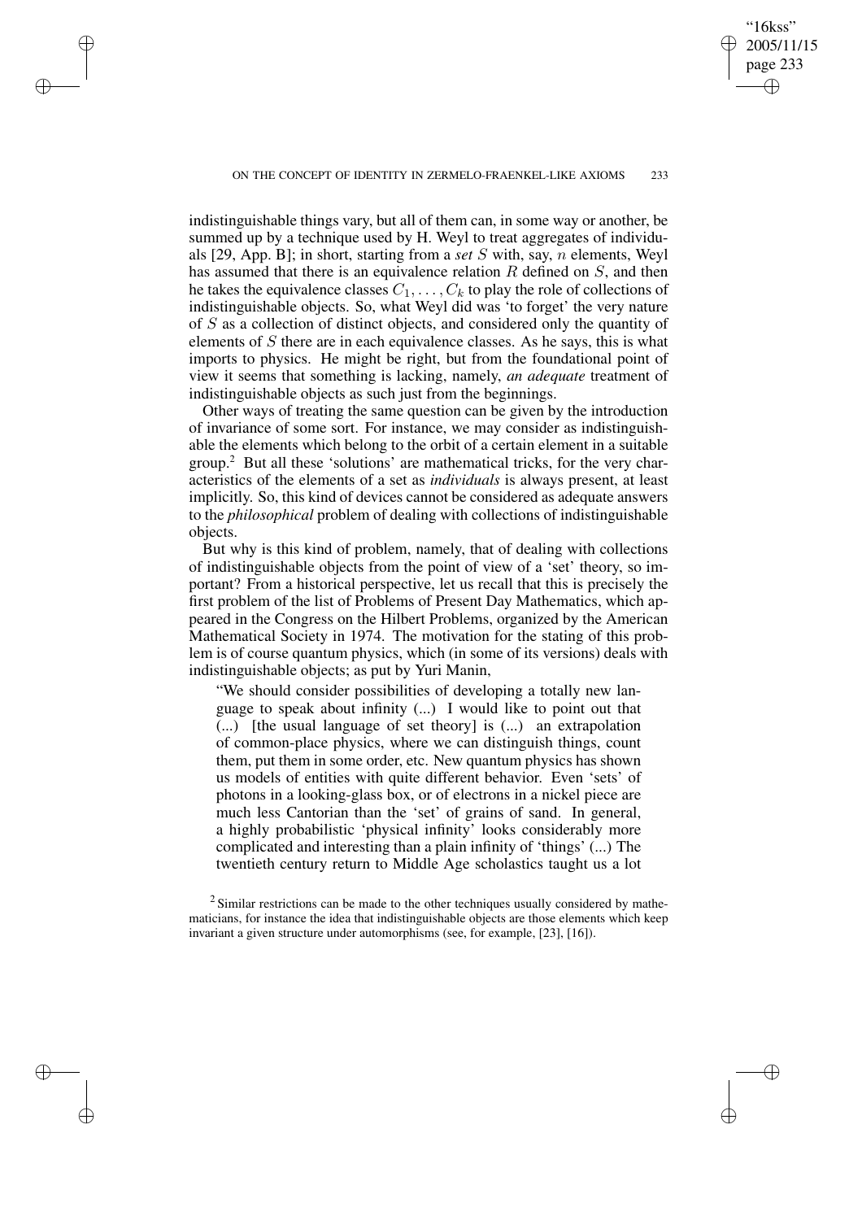indistinguishable things vary, but all of them can, in some way or another, be summed up by a technique used by H. Weyl to treat aggregates of individuals [29, App. B]; in short, starting from a *set* $S$ with, say, $n$ elements, Weyl has assumed that there is an equivalence relation $R$ defined on $S$, and then he takes the equivalence classes $C_1, \ldots, C_k$ to play the role of collections of indistinguishable objects. So, what Weyl did was 'to forget' the very nature of $S$ as a collection of distinct objects, and considered only the quantity of elements of $S$ there are in each equivalence classes. As he says, this is what imports to physics. He might be right, but from the foundational point of view it seems that something is lacking, namely, *an adequate* treatment of indistinguishable objects as such just from the beginnings.

Other ways of treating the same question can be given by the introduction of invariance of some sort. For instance, we may consider as indistinguishable the elements which belong to the orbit of a certain element in a suitable group.[2] But all these 'solutions' are mathematical tricks, for the very characteristics of the elements of a set as *individuals* is always present, at least implicitly. So, this kind of devices cannot be considered as adequate answers to the *philosophical* problem of dealing with collections of indistinguishable objects.

But why is this kind of problem, namely, that of dealing with collections of indistinguishable objects from the point of view of a 'set' theory, so important? From a historical perspective, let us recall that this is precisely the first problem of the list of Problems of Present Day Mathematics, which appeared in the Congress on the Hilbert Problems, organized by the American Mathematical Society in 1974. The motivation for the stating of this problem is of course quantum physics, which (in some of its versions) deals with indistinguishable objects; as put by Yuri Manin,

> "We should consider possibilities of developing a totally new language to speak about infinity (...) I would like to point out that (...) [the usual language of set theory] is (...) an extrapolation of common-place physics, where we can distinguish things, count them, put them in some order, etc. New quantum physics has shown us models of entities with quite different behavior. Even 'sets' of photons in a looking-glass box, or of electrons in a nickel piece are much less Cantorian than the 'set' of grains of sand. In general, a highly probabilistic 'physical infinity' looks considerably more complicated and interesting than a plain infinity of 'things' (...) The twentieth century return to Middle Age scholastics taught us a lot

[2] Similar restrictions can be made to the other techniques usually considered by mathematicians, for instance the idea that indistinguishable objects are those elements which keep invariant a given structure under automorphisms (see, for example, [23], [16]).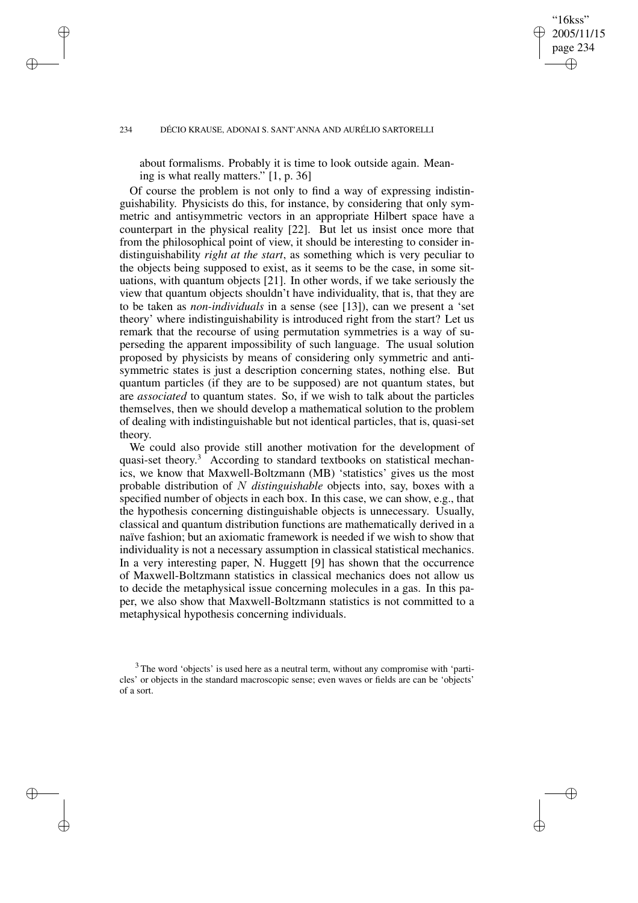about formalisms. Probably it is time to look outside again. Meaning is what really matters." [1, p. 36]

Of course the problem is not only to find a way of expressing indistinguishability. Physicists do this, for instance, by considering that only symmetric and antisymmetric vectors in an appropriate Hilbert space have a counterpart in the physical reality [22]. But let us insist once more that from the philosophical point of view, it should be interesting to consider indistinguishability *right at the start*, as something which is very peculiar to the objects being supposed to exist, as it seems to be the case, in some situations, with quantum objects [21]. In other words, if we take seriously the view that quantum objects shouldn't have individuality, that is, that they are to be taken as *non-individuals* in a sense (see [13]), can we present a 'set theory' where indistinguishability is introduced right from the start? Let us remark that the recourse of using permutation symmetries is a way of superseding the apparent impossibility of such language. The usual solution proposed by physicists by means of considering only symmetric and antisymmetric states is just a description concerning states, nothing else. But quantum particles (if they are to be supposed) are not quantum states, but are *associated* to quantum states. So, if we wish to talk about the particles themselves, then we should develop a mathematical solution to the problem of dealing with indistinguishable but not identical particles, that is, quasi-set theory.

We could also provide still another motivation for the development of quasi-set theory.[3] According to standard textbooks on statistical mechanics, we know that Maxwell-Boltzmann (MB) 'statistics' gives us the most probable distribution of $N$ *distinguishable* objects into, say, boxes with a specified number of objects in each box. In this case, we can show, e.g., that the hypothesis concerning distinguishable objects is unnecessary. Usually, classical and quantum distribution functions are mathematically derived in a naïve fashion; but an axiomatic framework is needed if we wish to show that individuality is not a necessary assumption in classical statistical mechanics. In a very interesting paper, N. Huggett [9] has shown that the occurrence of Maxwell-Boltzmann statistics in classical mechanics does not allow us to decide the metaphysical issue concerning molecules in a gas. In this paper, we also show that Maxwell-Boltzmann statistics is not committed to a metaphysical hypothesis concerning individuals.

[3] The word 'objects' is used here as a neutral term, without any compromise with 'particles' or objects in the standard macroscopic sense; even waves or fields are can be 'objects' of a sort.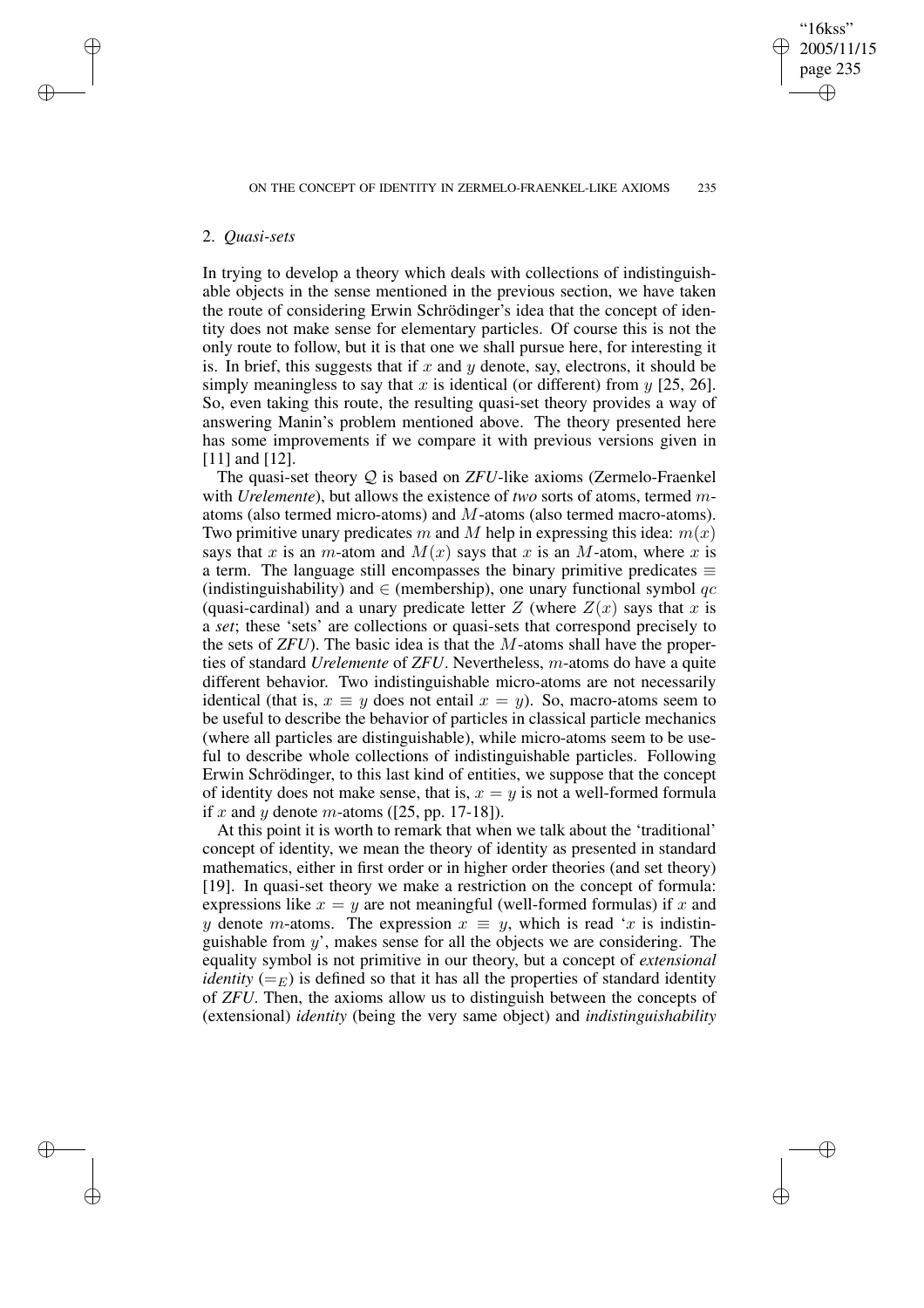## 2. *Quasi-sets*

In trying to develop a theory which deals with collections of indistinguishable objects in the sense mentioned in the previous section, we have taken the route of considering Erwin Schrödinger's idea that the concept of identity does not make sense for elementary particles. Of course this is not the only route to follow, but it is that one we shall pursue here, for interesting it is. In brief, this suggests that if $x$ and $y$ denote, say, electrons, it should be simply meaningless to say that $x$ is identical (or different) from $y$ [25, 26]. So, even taking this route, the resulting quasi-set theory provides a way of answering Manin's problem mentioned above. The theory presented here has some improvements if we compare it with previous versions given in [11] and [12].

The quasi-set theory $\mathcal{Q}$ is based on *ZFU*-like axioms (Zermelo-Fraenkel with *Urelemente*), but allows the existence of *two* sorts of atoms, termed $m$-atoms (also termed micro-atoms) and $M$-atoms (also termed macro-atoms). Two primitive unary predicates $m$ and $M$ help in expressing this idea: $m(x)$ says that $x$ is an $m$-atom and $M(x)$ says that $x$ is an $M$-atom, where $x$ is a term. The language still encompasses the binary primitive predicates $\equiv$ (indistinguishability) and $\in$ (membership), one unary functional symbol $qc$ (quasi-cardinal) and a unary predicate letter $Z$ (where $Z(x)$ says that $x$ is a *set*; these 'sets' are collections or quasi-sets that correspond precisely to the sets of *ZFU*). The basic idea is that the $M$-atoms shall have the properties of standard *Urelemente* of *ZFU*. Nevertheless, $m$-atoms do have a quite different behavior. Two indistinguishable micro-atoms are not necessarily identical (that is, $x \equiv y$ does not entail $x = y$). So, macro-atoms seem to be useful to describe the behavior of particles in classical particle mechanics (where all particles are distinguishable), while micro-atoms seem to be useful to describe whole collections of indistinguishable particles. Following Erwin Schrödinger, to this last kind of entities, we suppose that the concept of identity does not make sense, that is, $x = y$ is not a well-formed formula if $x$ and $y$ denote $m$-atoms ([25, pp. 17-18]).

At this point it is worth to remark that when we talk about the 'traditional' concept of identity, we mean the theory of identity as presented in standard mathematics, either in first order or in higher order theories (and set theory) [19]. In quasi-set theory we make a restriction on the concept of formula: expressions like $x = y$ are not meaningful (well-formed formulas) if $x$ and $y$ denote $m$-atoms. The expression $x \equiv y$, which is read '$x$ is indistinguishable from $y$', makes sense for all the objects we are considering. The equality symbol is not primitive in our theory, but a concept of *extensional identity* ($=_E$) is defined so that it has all the properties of standard identity of *ZFU*. Then, the axioms allow us to distinguish between the concepts of (extensional) *identity* (being the very same object) and *indistinguishability*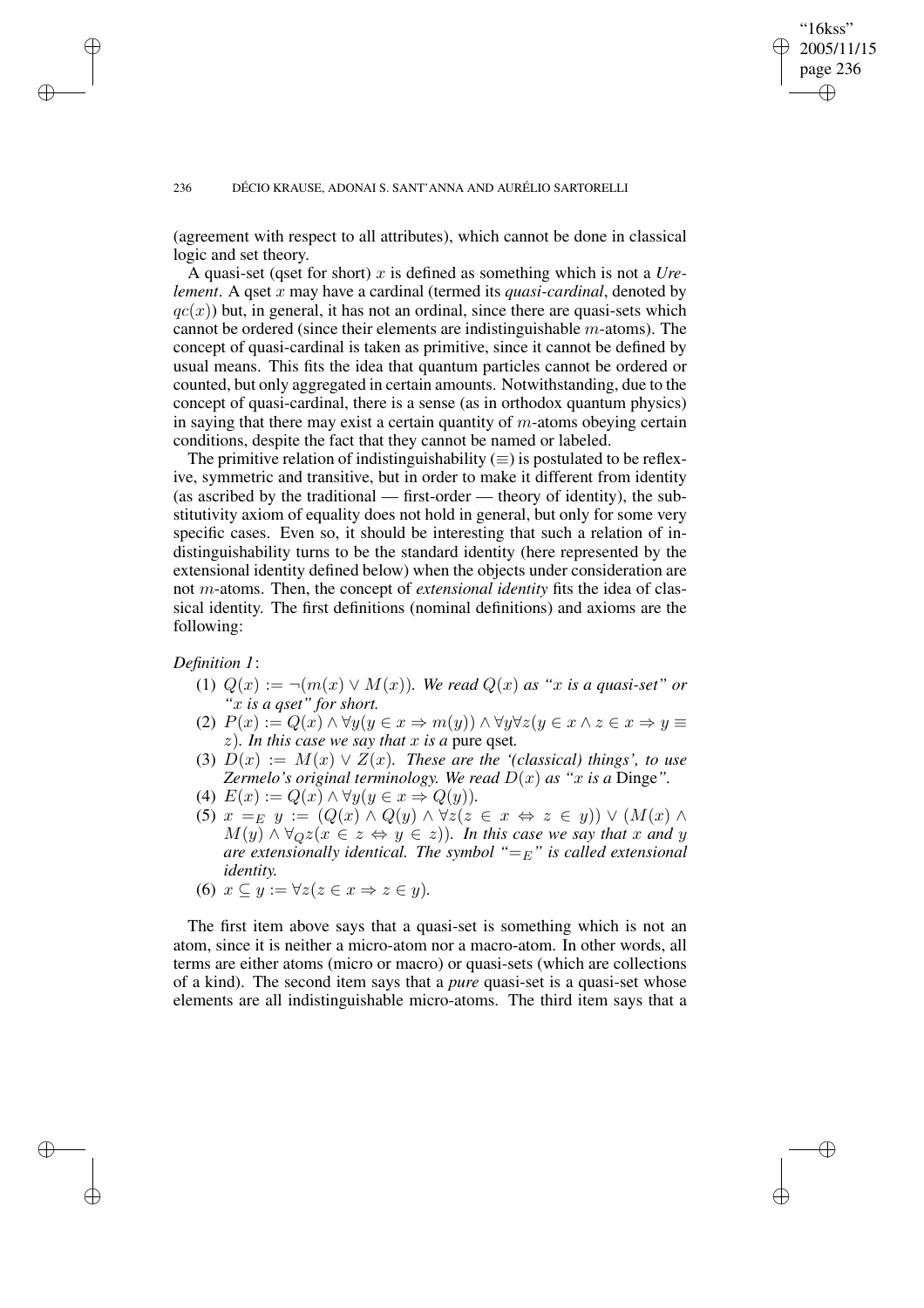(agreement with respect to all attributes), which cannot be done in classical logic and set theory.

A quasi-set (qset for short) $x$ is defined as something which is not a *Urelement*. A qset $x$ may have a cardinal (termed its *quasi-cardinal*, denoted by $qc(x)$) but, in general, it has not an ordinal, since there are quasi-sets which cannot be ordered (since their elements are indistinguishable $m$-atoms). The concept of quasi-cardinal is taken as primitive, since it cannot be defined by usual means. This fits the idea that quantum particles cannot be ordered or counted, but only aggregated in certain amounts. Notwithstanding, due to the concept of quasi-cardinal, there is a sense (as in orthodox quantum physics) in saying that there may exist a certain quantity of $m$-atoms obeying certain conditions, despite the fact that they cannot be named or labeled.

The primitive relation of indistinguishability ($\equiv$) is postulated to be reflexive, symmetric and transitive, but in order to make it different from identity (as ascribed by the traditional — first-order — theory of identity), the substitutivity axiom of equality does not hold in general, but only for some very specific cases. Even so, it should be interesting that such a relation of indistinguishability turns to be the standard identity (here represented by the extensional identity defined below) when the objects under consideration are not $m$-atoms. Then, the concept of *extensional identity* fits the idea of classical identity. The first definitions (nominal definitions) and axioms are the following:

*Definition 1*:

(1) $Q(x) := \neg(m(x) \vee M(x))$. *We read* $Q(x)$ *as "*$x$ *is a quasi-set" or "*$x$ *is a qset" for short.*

(2) $P(x) := Q(x) \wedge \forall y(y \in x \Rightarrow m(y)) \wedge \forall y \forall z(y \in x \wedge z \in x \Rightarrow y \equiv z)$. *In this case we say that* $x$ *is a* pure qset.

(3) $D(x) := M(x) \vee Z(x)$. *These are the '(classical) things', to use Zermelo's original terminology. We read* $D(x)$ *as "*$x$ *is a* Dinge*".*

(4) $E(x) := Q(x) \wedge \forall y(y \in x \Rightarrow Q(y))$.

(5) $x =_E y := (Q(x) \wedge Q(y) \wedge \forall z(z \in x \Leftrightarrow z \in y)) \vee (M(x) \wedge M(y) \wedge \forall_Q z(x \in z \Leftrightarrow y \in z))$. *In this case we say that* $x$ *and* $y$ *are extensionally identical. The symbol "*$=_E$*" is called extensional identity.*

(6) $x \subseteq y := \forall z(z \in x \Rightarrow z \in y)$.

The first item above says that a quasi-set is something which is not an atom, since it is neither a micro-atom nor a macro-atom. In other words, all terms are either atoms (micro or macro) or quasi-sets (which are collections of a kind). The second item says that a *pure* quasi-set is a quasi-set whose elements are all indistinguishable micro-atoms. The third item says that a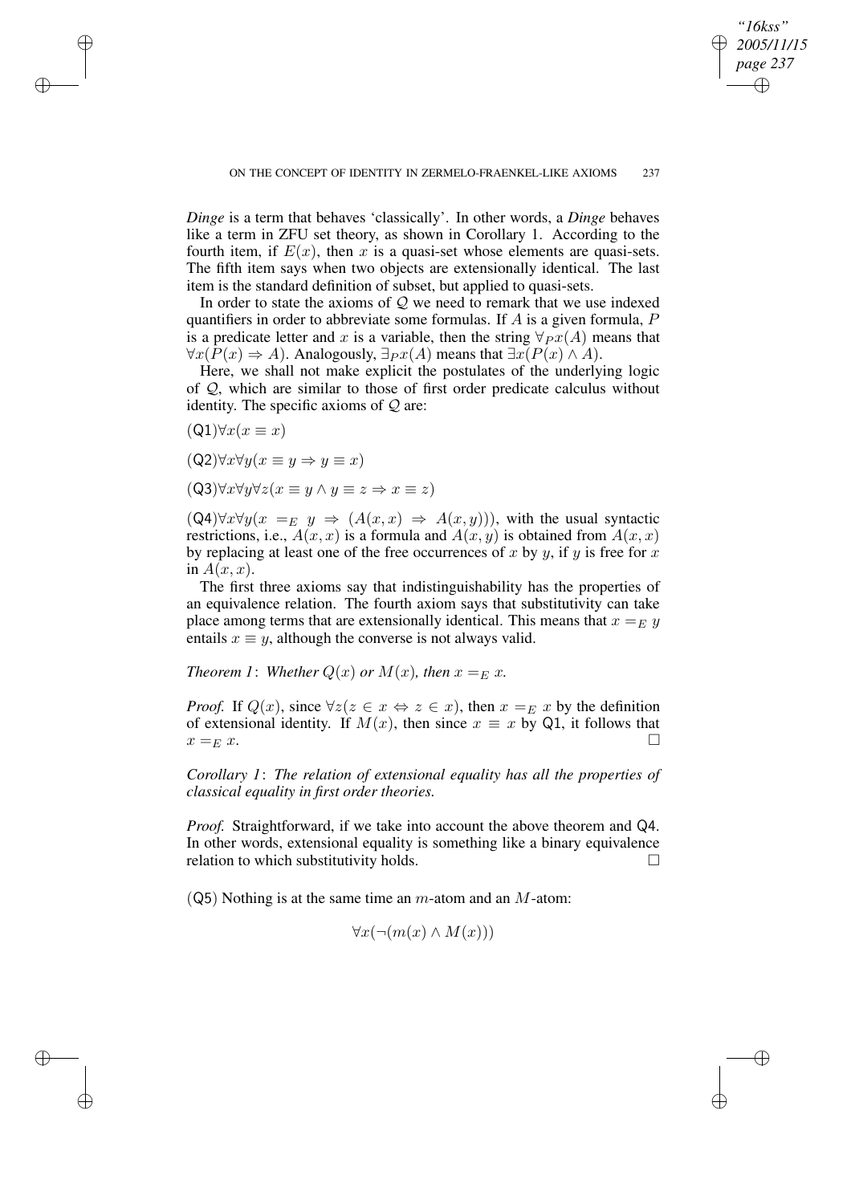*Dinge* is a term that behaves 'classically'. In other words, a *Dinge* behaves like a term in ZFU set theory, as shown in Corollary 1. According to the fourth item, if $E(x)$, then $x$ is a quasi-set whose elements are quasi-sets. The fifth item says when two objects are extensionally identical. The last item is the standard definition of subset, but applied to quasi-sets.

In order to state the axioms of $\mathcal{Q}$ we need to remark that we use indexed quantifiers in order to abbreviate some formulas. If $A$ is a given formula, $P$ is a predicate letter and $x$ is a variable, then the string $\forall_P x(A)$ means that $\forall x(P(x) \Rightarrow A)$. Analogously, $\exists_P x(A)$ means that $\exists x(P(x) \wedge A)$.

Here, we shall not make explicit the postulates of the underlying logic of $\mathcal{Q}$, which are similar to those of first order predicate calculus without identity. The specific axioms of $\mathcal{Q}$ are:

(Q1)$\forall x(x \equiv x)$

(Q2)$\forall x \forall y(x \equiv y \Rightarrow y \equiv x)$

(Q3)$\forall x \forall y \forall z(x \equiv y \wedge y \equiv z \Rightarrow x \equiv z)$

(Q4)$\forall x \forall y(x =_E y \Rightarrow (A(x,x) \Rightarrow A(x,y)))$, with the usual syntactic restrictions, i.e., $A(x,x)$ is a formula and $A(x,y)$ is obtained from $A(x,x)$ by replacing at least one of the free occurrences of $x$ by $y$, if $y$ is free for $x$ in $A(x,x)$.

The first three axioms say that indistinguishability has the properties of an equivalence relation. The fourth axiom says that substitutivity can take place among terms that are extensionally identical. This means that $x =_E y$ entails $x \equiv y$, although the converse is not always valid.

*Theorem 1*: *Whether $Q(x)$ or $M(x)$, then $x =_E x$.*

*Proof.* If $Q(x)$, since $\forall z(z \in x \Leftrightarrow z \in x)$, then $x =_E x$ by the definition of extensional identity. If $M(x)$, then since $x \equiv x$ by Q1, it follows that $x =_E x$. □

*Corollary 1*: *The relation of extensional equality has all the properties of classical equality in first order theories.*

*Proof.* Straightforward, if we take into account the above theorem and Q4. In other words, extensional equality is something like a binary equivalence relation to which substitutivity holds. □

(Q5) Nothing is at the same time an $m$-atom and an $M$-atom:

$$\forall x(\neg(m(x) \wedge M(x)))$$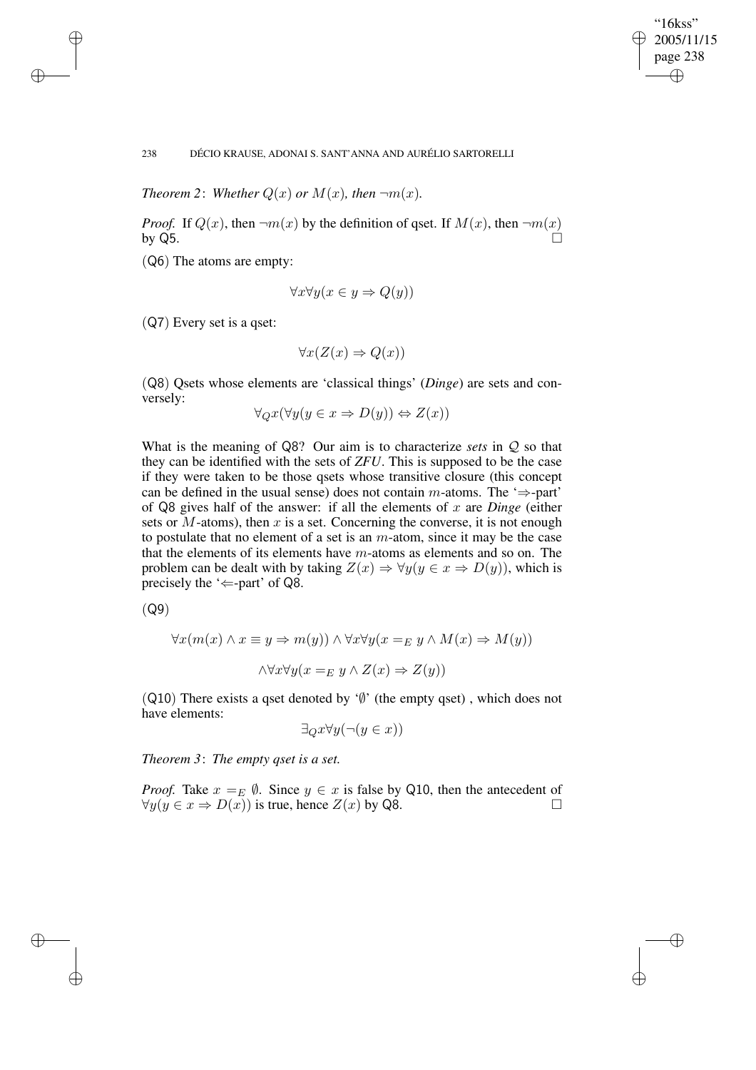*Theorem 2*: *Whether $Q(x)$ or $M(x)$, then $\neg m(x)$.*

*Proof.* If $Q(x)$, then $\neg m(x)$ by the definition of qset. If $M(x)$, then $\neg m(x)$ by Q5. □

(Q6) The atoms are empty:

$$\forall x \forall y (x \in y \Rightarrow Q(y))$$

(Q7) Every set is a qset:

$$\forall x (Z(x) \Rightarrow Q(x))$$

(Q8) Qsets whose elements are 'classical things' (*Dinge*) are sets and conversely:

$$\forall_Q x (\forall y (y \in x \Rightarrow D(y)) \Leftrightarrow Z(x))$$

What is the meaning of Q8? Our aim is to characterize *sets* in $\mathcal{Q}$ so that they can be identified with the sets of *ZFU*. This is supposed to be the case if they were taken to be those qsets whose transitive closure (this concept can be defined in the usual sense) does not contain $m$-atoms. The '$\Rightarrow$-part' of Q8 gives half of the answer: if all the elements of $x$ are *Dinge* (either sets or $M$-atoms), then $x$ is a set. Concerning the converse, it is not enough to postulate that no element of a set is an $m$-atom, since it may be the case that the elements of its elements have $m$-atoms as elements and so on. The problem can be dealt with by taking $Z(x) \Rightarrow \forall y (y \in x \Rightarrow D(y))$, which is precisely the '$\Leftarrow$-part' of Q8.

(Q9)

$$\forall x (m(x) \wedge x \equiv y \Rightarrow m(y)) \wedge \forall x \forall y (x =_E y \wedge M(x) \Rightarrow M(y))$$

$$\wedge \forall x \forall y (x =_E y \wedge Z(x) \Rightarrow Z(y))$$

(Q10) There exists a qset denoted by '$\emptyset$' (the empty qset) , which does not have elements:

$$\exists_Q x \forall y (\neg (y \in x))$$

*Theorem 3*: *The empty qset is a set.*

*Proof.* Take $x =_E \emptyset$. Since $y \in x$ is false by Q10, then the antecedent of $\forall y (y \in x \Rightarrow D(x))$ is true, hence $Z(x)$ by Q8. □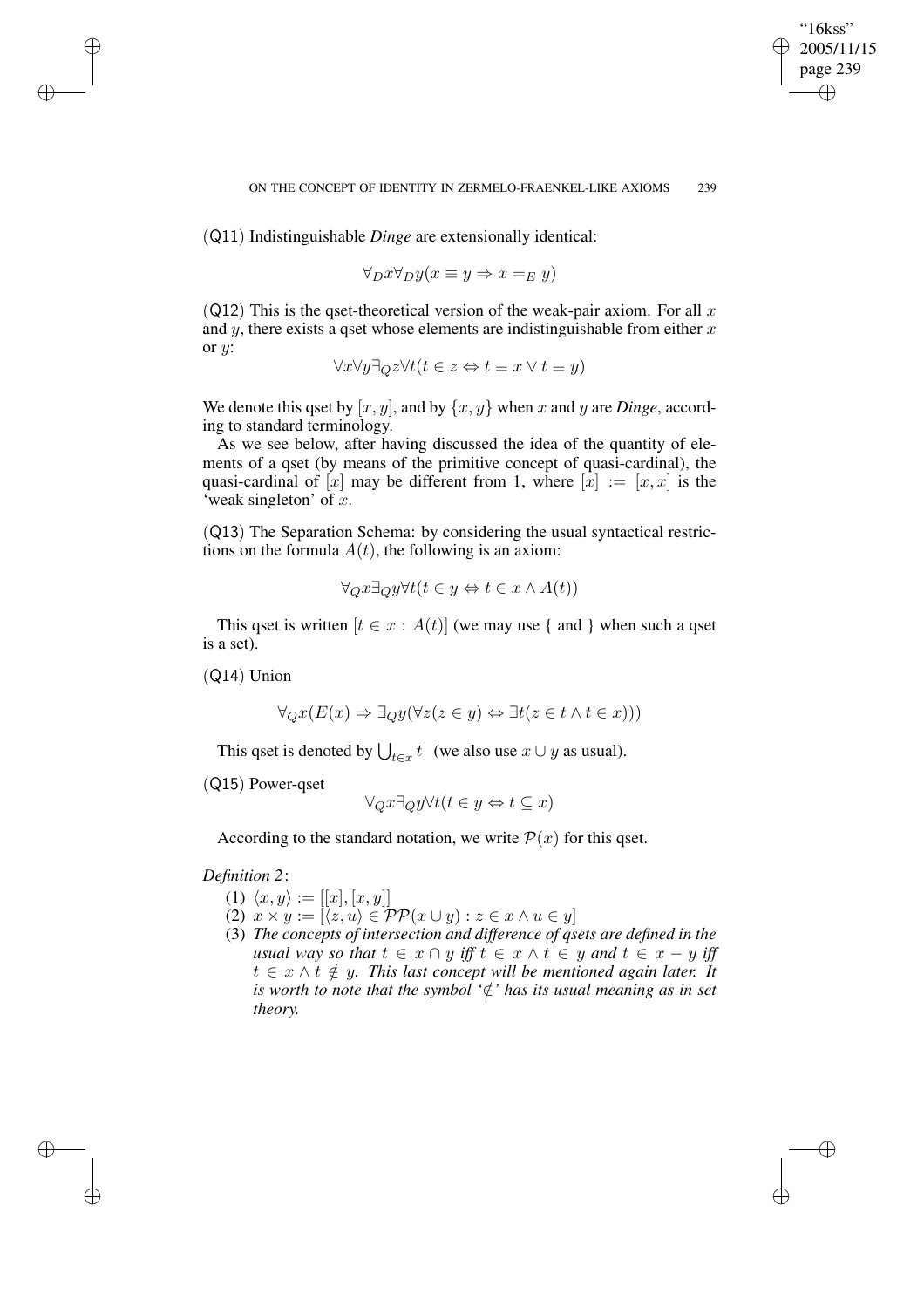(Q11) Indistinguishable *Dinge* are extensionally identical:

$$\forall_D x \forall_D y (x \equiv y \Rightarrow x =_E y)$$

(Q12) This is the qset-theoretical version of the weak-pair axiom. For all $x$ and $y$, there exists a qset whose elements are indistinguishable from either $x$ or $y$:

$$\forall x \forall y \exists_Q z \forall t (t \in z \Leftrightarrow t \equiv x \vee t \equiv y)$$

We denote this qset by $[x, y]$, and by $\{x, y\}$ when $x$ and $y$ are *Dinge*, according to standard terminology.

As we see below, after having discussed the idea of the quantity of elements of a qset (by means of the primitive concept of quasi-cardinal), the quasi-cardinal of $[x]$ may be different from 1, where $[x] := [x, x]$ is the 'weak singleton' of $x$.

(Q13) The Separation Schema: by considering the usual syntactical restrictions on the formula $A(t)$, the following is an axiom:

$$\forall_Q x \exists_Q y \forall t (t \in y \Leftrightarrow t \in x \wedge A(t))$$

This qset is written $[t \in x : A(t)]$ (we may use { and } when such a qset is a set).

(Q14) Union

$$\forall_Q x (E(x) \Rightarrow \exists_Q y (\forall z (z \in y) \Leftrightarrow \exists t (z \in t \wedge t \in x)))$$

This qset is denoted by $\bigcup_{t \in x} t$ (we also use $x \cup y$ as usual).

(Q15) Power-qset

$$\forall_Q x \exists_Q y \forall t (t \in y \Leftrightarrow t \subseteq x)$$

According to the standard notation, we write $\mathcal{P}(x)$ for this qset.

*Definition 2*:

(1) $\langle x, y \rangle := [[x], [x, y]]$

(2) $x \times y := [\langle z, u \rangle \in \mathcal{PP}(x \cup y) : z \in x \wedge u \in y]$

(3) *The concepts of intersection and difference of qsets are defined in the usual way so that* $t \in x \cap y$ *iff* $t \in x \wedge t \in y$ *and* $t \in x - y$ *iff* $t \in x \wedge t \notin y$. *This last concept will be mentioned again later. It is worth to note that the symbol '*$\notin$*' has its usual meaning as in set theory.*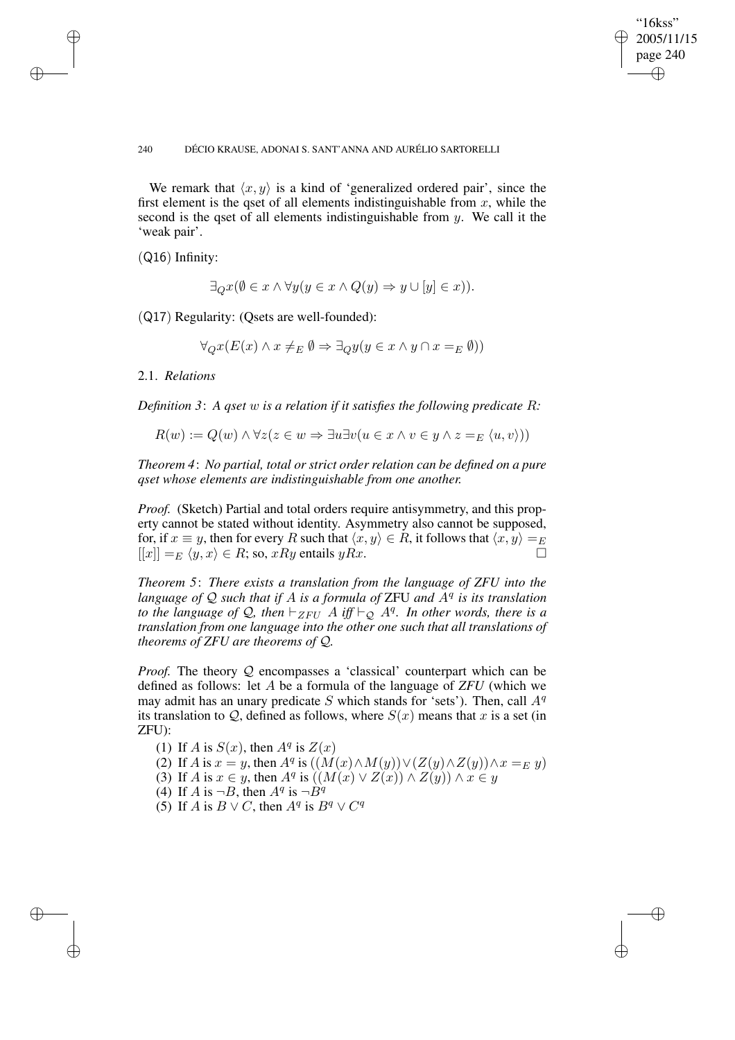We remark that $\langle x, y \rangle$ is a kind of 'generalized ordered pair', since the first element is the qset of all elements indistinguishable from $x$, while the second is the qset of all elements indistinguishable from $y$. We call it the 'weak pair'.

(Q16) Infinity:

$$\exists_Q x(\emptyset \in x \wedge \forall y(y \in x \wedge Q(y) \Rightarrow y \cup [y] \in x)).$$

(Q17) Regularity: (Qsets are well-founded):

$$\forall_Q x(E(x) \wedge x \neq_E \emptyset \Rightarrow \exists_Q y(y \in x \wedge y \cap x =_E \emptyset))$$

2.1. *Relations*

*Definition 3*: *A qset $w$ is a relation if it satisfies the following predicate $R$:*

$$R(w) := Q(w) \wedge \forall z(z \in w \Rightarrow \exists u \exists v(u \in x \wedge v \in y \wedge z =_E \langle u, v \rangle))$$

*Theorem 4*: *No partial, total or strict order relation can be defined on a pure qset whose elements are indistinguishable from one another.*

*Proof.* (Sketch) Partial and total orders require antisymmetry, and this property cannot be stated without identity. Asymmetry also cannot be supposed, for, if $x \equiv y$, then for every $R$ such that $\langle x, y \rangle \in R$, it follows that $\langle x, y \rangle =_E [[x]] =_E \langle y, x \rangle \in R$; so, $xRy$ entails $yRx$. □

*Theorem 5*: *There exists a translation from the language of ZFU into the language of $\mathcal{Q}$ such that if $A$ is a formula of* ZFU *and $A^q$ is its translation to the language of $\mathcal{Q}$, then $\vdash_{ZFU} A$ iff $\vdash_{\mathcal{Q}} A^q$. In other words, there is a translation from one language into the other one such that all translations of theorems of ZFU are theorems of $\mathcal{Q}$.*

*Proof.* The theory $\mathcal{Q}$ encompasses a 'classical' counterpart which can be defined as follows: let $A$ be a formula of the language of *ZFU* (which we may admit has an unary predicate $S$ which stands for 'sets'). Then, call $A^q$ its translation to $\mathcal{Q}$, defined as follows, where $S(x)$ means that $x$ is a set (in ZFU):

(1) If $A$ is $S(x)$, then $A^q$ is $Z(x)$
(2) If $A$ is $x = y$, then $A^q$ is $((M(x) \wedge M(y)) \vee (Z(y) \wedge Z(y)) \wedge x =_E y)$
(3) If $A$ is $x \in y$, then $A^q$ is $((M(x) \vee Z(x)) \wedge Z(y)) \wedge x \in y$
(4) If $A$ is $\neg B$, then $A^q$ is $\neg B^q$
(5) If $A$ is $B \vee C$, then $A^q$ is $B^q \vee C^q$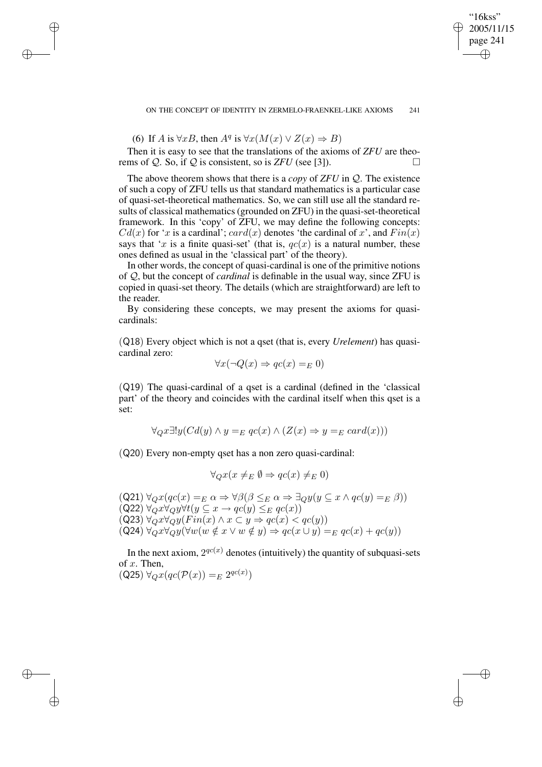(6) If $A$ is $\forall x B$, then $A^q$ is $\forall x(M(x) \vee Z(x) \Rightarrow B)$

Then it is easy to see that the translations of the axioms of *ZFU* are theorems of $\mathcal{Q}$. So, if $\mathcal{Q}$ is consistent, so is *ZFU* (see [3]). $\square$

The above theorem shows that there is a *copy* of *ZFU* in $\mathcal{Q}$. The existence of such a copy of ZFU tells us that standard mathematics is a particular case of quasi-set-theoretical mathematics. So, we can still use all the standard results of classical mathematics (grounded on ZFU) in the quasi-set-theoretical framework. In this 'copy' of ZFU, we may define the following concepts: $Cd(x)$ for '$x$ is a cardinal'; $card(x)$ denotes 'the cardinal of $x$', and $Fin(x)$ says that '$x$ is a finite quasi-set' (that is, $qc(x)$ is a natural number, these ones defined as usual in the 'classical part' of the theory).

In other words, the concept of quasi-cardinal is one of the primitive notions of $\mathcal{Q}$, but the concept of *cardinal* is definable in the usual way, since ZFU is copied in quasi-set theory. The details (which are straightforward) are left to the reader.

By considering these concepts, we may present the axioms for quasi-cardinals:

(Q18) Every object which is not a qset (that is, every *Urelement*) has quasi-cardinal zero:

$$\forall x(\neg Q(x) \Rightarrow qc(x) =_E 0)$$

(Q19) The quasi-cardinal of a qset is a cardinal (defined in the 'classical part' of the theory and coincides with the cardinal itself when this qset is a set:

$$\forall_Q x \exists! y(Cd(y) \wedge y =_E qc(x) \wedge (Z(x) \Rightarrow y =_E card(x)))$$

(Q20) Every non-empty qset has a non zero quasi-cardinal:

$$\forall_Q x(x \neq_E \emptyset \Rightarrow qc(x) \neq_E 0)$$

(Q21) $\forall_Q x(qc(x) =_E \alpha \Rightarrow \forall \beta(\beta \leq_E \alpha \Rightarrow \exists_Q y(y \subseteq x \wedge qc(y) =_E \beta))$
(Q22) $\forall_Q x \forall_Q y \forall t(y \subseteq x \rightarrow qc(y) \leq_E qc(x))$
(Q23) $\forall_Q x \forall_Q y(Fin(x) \wedge x \subset y \Rightarrow qc(x) < qc(y))$
(Q24) $\forall_Q x \forall_Q y(\forall w(w \notin x \vee w \notin y) \Rightarrow qc(x \cup y) =_E qc(x) + qc(y))$

In the next axiom, $2^{qc(x)}$ denotes (intuitively) the quantity of subquasi-sets of $x$. Then,
(Q25) $\forall_Q x(qc(\mathcal{P}(x)) =_E 2^{qc(x)})$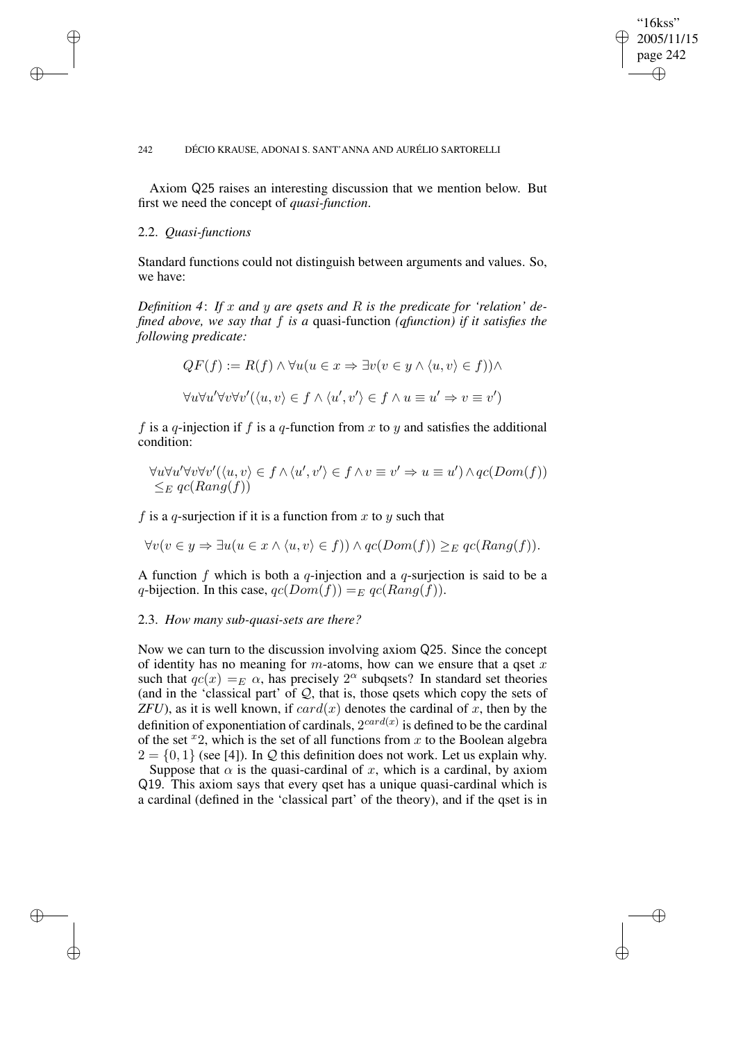Axiom Q25 raises an interesting discussion that we mention below. But first we need the concept of *quasi-function*.

### 2.2. *Quasi-functions*

Standard functions could not distinguish between arguments and values. So, we have:

*Definition 4*: *If $x$ and $y$ are qsets and $R$ is the predicate for 'relation' defined above, we say that $f$ is a* quasi-function *(qfunction) if it satisfies the following predicate:*

$$QF(f) := R(f) \wedge \forall u(u \in x \Rightarrow \exists v(v \in y \wedge \langle u, v\rangle \in f))\wedge$$

$$\forall u \forall u' \forall v \forall v'(\langle u, v\rangle \in f \wedge \langle u', v'\rangle \in f \wedge u \equiv u' \Rightarrow v \equiv v')$$

$f$ is a $q$-injection if $f$ is a $q$-function from $x$ to $y$ and satisfies the additional condition:

$$\forall u \forall u' \forall v \forall v'(\langle u, v\rangle \in f \wedge \langle u', v'\rangle \in f \wedge v \equiv v' \Rightarrow u \equiv u') \wedge qc(Dom(f)) \leq_E qc(Rang(f))$$

$f$ is a $q$-surjection if it is a function from $x$ to $y$ such that

$$\forall v(v \in y \Rightarrow \exists u(u \in x \wedge \langle u, v\rangle \in f)) \wedge qc(Dom(f)) \geq_E qc(Rang(f)).$$

A function $f$ which is both a $q$-injection and a $q$-surjection is said to be a $q$-bijection. In this case, $qc(Dom(f)) =_E qc(Rang(f))$.

### 2.3. *How many sub-quasi-sets are there?*

Now we can turn to the discussion involving axiom Q25. Since the concept of identity has no meaning for $m$-atoms, how can we ensure that a qset $x$ such that $qc(x) =_E \alpha$, has precisely $2^\alpha$ subqsets? In standard set theories (and in the 'classical part' of $\mathcal{Q}$, that is, those qsets which copy the sets of *ZFU*), as it is well known, if $card(x)$ denotes the cardinal of $x$, then by the definition of exponentiation of cardinals, $2^{card(x)}$ is defined to be the cardinal of the set ${}^{x}2$, which is the set of all functions from $x$ to the Boolean algebra $2 = \{0, 1\}$ (see [4]). In $\mathcal{Q}$ this definition does not work. Let us explain why.

Suppose that $\alpha$ is the quasi-cardinal of $x$, which is a cardinal, by axiom Q19. This axiom says that every qset has a unique quasi-cardinal which is a cardinal (defined in the 'classical part' of the theory), and if the qset is in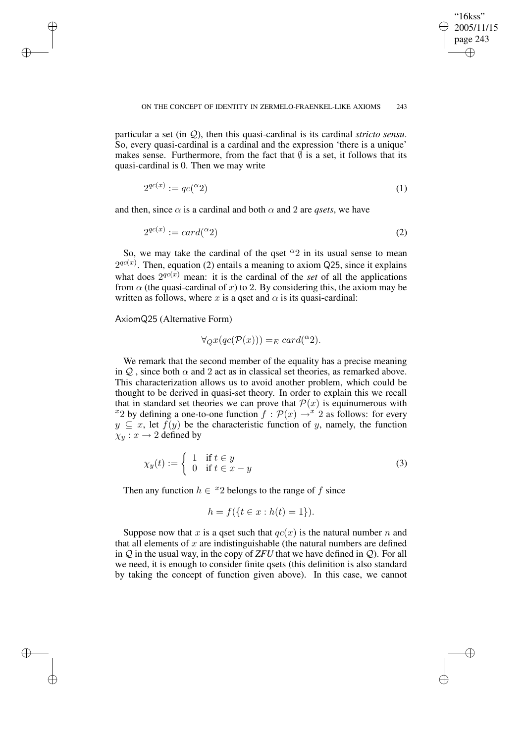particular a set (in $\mathcal{Q}$), then this quasi-cardinal is its cardinal *stricto sensu*. So, every quasi-cardinal is a cardinal and the expression 'there is a unique' makes sense. Furthermore, from the fact that $\emptyset$ is a set, it follows that its quasi-cardinal is 0. Then we may write

$$2^{qc(x)} := qc({}^{\alpha}2) \tag{1}$$

and then, since $\alpha$ is a cardinal and both $\alpha$ and 2 are *qsets*, we have

$$2^{qc(x)} := card({}^{\alpha}2) \tag{2}$$

So, we may take the cardinal of the qset ${}^{\alpha}2$ in its usual sense to mean $2^{qc(x)}$. Then, equation (2) entails a meaning to axiom Q25, since it explains what does $2^{qc(x)}$ mean: it is the cardinal of the *set* of all the applications from $\alpha$ (the quasi-cardinal of $x$) to 2. By considering this, the axiom may be written as follows, where $x$ is a qset and $\alpha$ is its quasi-cardinal:

AxiomQ25 (Alternative Form)

$$\forall_Q x(qc(\mathcal{P}(x))) =_E card({}^{\alpha}2).$$

We remark that the second member of the equality has a precise meaning in $\mathcal{Q}$ , since both $\alpha$ and 2 act as in classical set theories, as remarked above. This characterization allows us to avoid another problem, which could be thought to be derived in quasi-set theory. In order to explain this we recall that in standard set theories we can prove that $\mathcal{P}(x)$ is equinumerous with ${}^{x}2$ by defining a one-to-one function $f : \mathcal{P}(x) \to^{x} 2$ as follows: for every $y \subseteq x$, let $f(y)$ be the characteristic function of $y$, namely, the function $\chi_y : x \to 2$ defined by

$$\chi_y(t) := \begin{cases} 1 & \text{if } t \in y \\ 0 & \text{if } t \in x - y \end{cases} \tag{3}$$

Then any function $h \in {}^{x}2$ belongs to the range of $f$ since

$$h = f(\{t \in x : h(t) = 1\}).$$

Suppose now that $x$ is a qset such that $qc(x)$ is the natural number $n$ and that all elements of $x$ are indistinguishable (the natural numbers are defined in $\mathcal{Q}$ in the usual way, in the copy of *ZFU* that we have defined in $\mathcal{Q}$). For all we need, it is enough to consider finite qsets (this definition is also standard by taking the concept of function given above). In this case, we cannot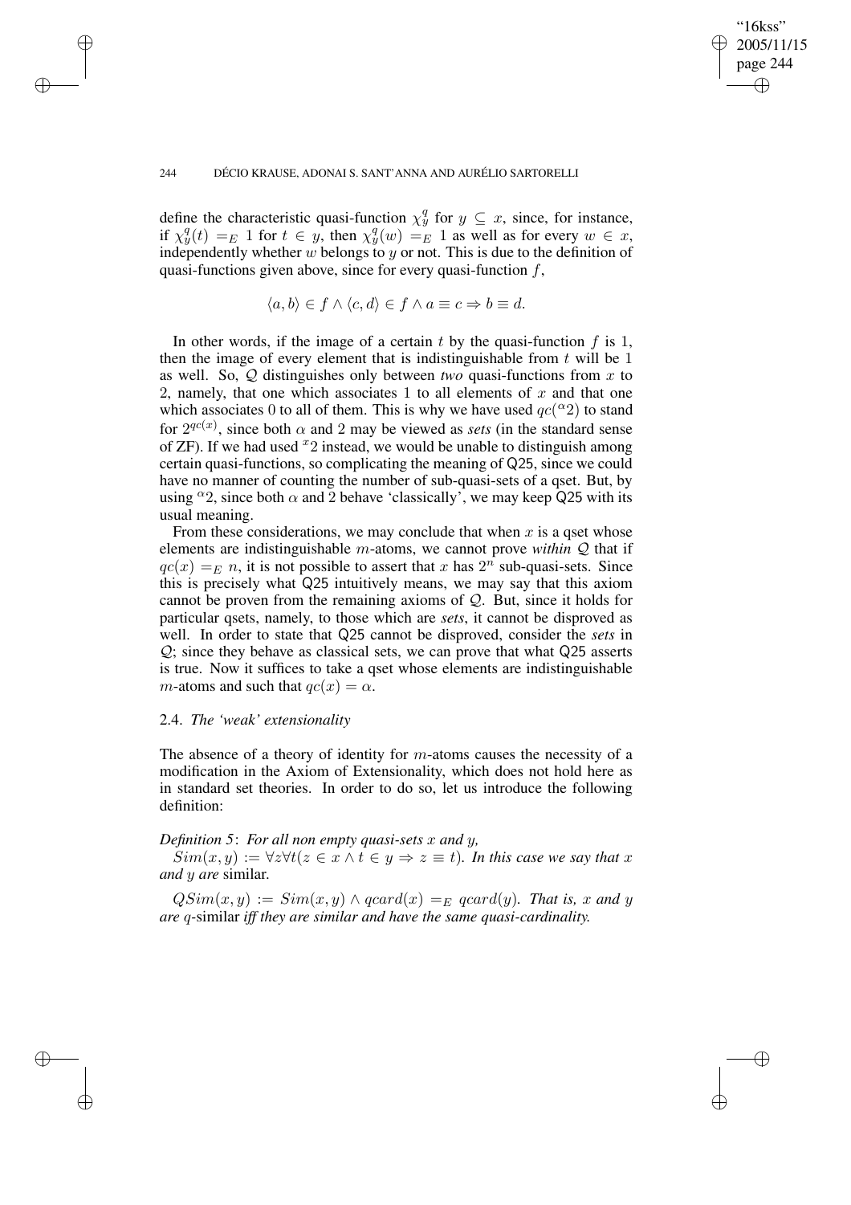define the characteristic quasi-function $\chi^q_y$ for $y \subseteq x$, since, for instance, if $\chi^q_y(t) =_E 1$ for $t \in y$, then $\chi^q_y(w) =_E 1$ as well as for every $w \in x$, independently whether $w$ belongs to $y$ or not. This is due to the definition of quasi-functions given above, since for every quasi-function $f$,

$$\langle a, b\rangle \in f \wedge \langle c, d\rangle \in f \wedge a \equiv c \Rightarrow b \equiv d.$$

In other words, if the image of a certain $t$ by the quasi-function $f$ is 1, then the image of every element that is indistinguishable from $t$ will be 1 as well. So, $\mathcal{Q}$ distinguishes only between *two* quasi-functions from $x$ to 2, namely, that one which associates 1 to all elements of $x$ and that one which associates 0 to all of them. This is why we have used $qc({}^{\alpha}2)$ to stand for $2^{qc(x)}$, since both $\alpha$ and 2 may be viewed as *sets* (in the standard sense of ZF). If we had used ${}^{x}2$ instead, we would be unable to distinguish among certain quasi-functions, so complicating the meaning of Q25, since we could have no manner of counting the number of sub-quasi-sets of a qset. But, by using ${}^{\alpha}2$, since both $\alpha$ and 2 behave 'classically', we may keep Q25 with its usual meaning.

From these considerations, we may conclude that when $x$ is a qset whose elements are indistinguishable $m$-atoms, we cannot prove *within* $\mathcal{Q}$ that if $qc(x) =_E n$, it is not possible to assert that $x$ has $2^n$ sub-quasi-sets. Since this is precisely what Q25 intuitively means, we may say that this axiom cannot be proven from the remaining axioms of $\mathcal{Q}$. But, since it holds for particular qsets, namely, to those which are *sets*, it cannot be disproved as well. In order to state that Q25 cannot be disproved, consider the *sets* in $\mathcal{Q}$; since they behave as classical sets, we can prove that what Q25 asserts is true. Now it suffices to take a qset whose elements are indistinguishable $m$-atoms and such that $qc(x) = \alpha$.

### 2.4. *The 'weak' extensionality*

The absence of a theory of identity for $m$-atoms causes the necessity of a modification in the Axiom of Extensionality, which does not hold here as in standard set theories. In order to do so, let us introduce the following definition:

*Definition 5*: *For all non empty quasi-sets $x$ and $y$,*

$Sim(x, y) := \forall z \forall t(z \in x \wedge t \in y \Rightarrow z \equiv t)$. *In this case we say that $x$ and $y$ are* similar*.*

$QSim(x, y) := Sim(x, y) \wedge qcard(x) =_E qcard(y)$. *That is, $x$ and $y$ are $q$-*similar *iff they are similar and have the same quasi-cardinality.*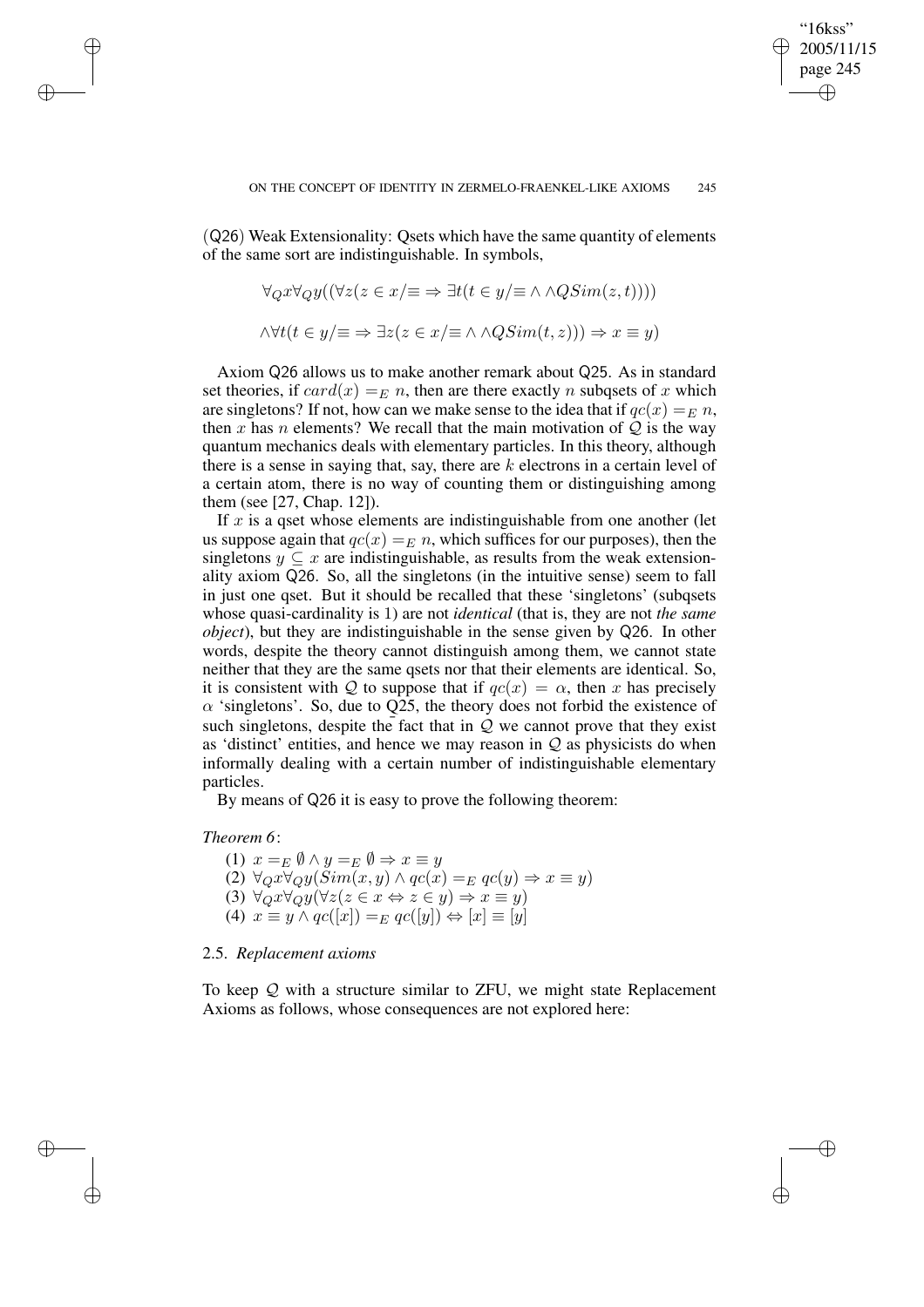(Q26) Weak Extensionality: Qsets which have the same quantity of elements of the same sort are indistinguishable. In symbols,

$$\forall_Q x \forall_Q y((\forall z(z \in x/{\equiv} \Rightarrow \exists t(t \in y/{\equiv} \wedge \wedge QSim(z,t))))$$

$$\wedge \forall t(t \in y/{\equiv} \Rightarrow \exists z(z \in x/{\equiv} \wedge \wedge QSim(t,z))) \Rightarrow x \equiv y)$$

Axiom Q26 allows us to make another remark about Q25. As in standard set theories, if $card(x) =_E n$, then are there exactly $n$ subqsets of $x$ which are singletons? If not, how can we make sense to the idea that if $qc(x) =_E n$, then $x$ has $n$ elements? We recall that the main motivation of $\mathcal{Q}$ is the way quantum mechanics deals with elementary particles. In this theory, although there is a sense in saying that, say, there are $k$ electrons in a certain level of a certain atom, there is no way of counting them or distinguishing among them (see [27, Chap. 12]).

If $x$ is a qset whose elements are indistinguishable from one another (let us suppose again that $qc(x) =_E n$, which suffices for our purposes), then the singletons $y \subseteq x$ are indistinguishable, as results from the weak extensionality axiom Q26. So, all the singletons (in the intuitive sense) seem to fall in just one qset. But it should be recalled that these 'singletons' (subqsets whose quasi-cardinality is 1) are not *identical* (that is, they are not *the same object*), but they are indistinguishable in the sense given by Q26. In other words, despite the theory cannot distinguish among them, we cannot state neither that they are the same qsets nor that their elements are identical. So, it is consistent with $\mathcal{Q}$ to suppose that if $qc(x) = \alpha$, then $x$ has precisely $\alpha$ 'singletons'. So, due to Q25, the theory does not forbid the existence of such singletons, despite the fact that in $\mathcal{Q}$ we cannot prove that they exist as 'distinct' entities, and hence we may reason in $\mathcal{Q}$ as physicists do when informally dealing with a certain number of indistinguishable elementary particles.

By means of Q26 it is easy to prove the following theorem:

*Theorem 6*:

(1) $x =_E \emptyset \wedge y =_E \emptyset \Rightarrow x \equiv y$
(2) $\forall_Q x \forall_Q y(Sim(x,y) \wedge qc(x) =_E qc(y) \Rightarrow x \equiv y)$
(3) $\forall_Q x \forall_Q y(\forall z(z \in x \Leftrightarrow z \in y) \Rightarrow x \equiv y)$
(4) $x \equiv y \wedge qc([x]) =_E qc([y]) \Leftrightarrow [x] \equiv [y]$

### 2.5. *Replacement axioms*

To keep $\mathcal{Q}$ with a structure similar to ZFU, we might state Replacement Axioms as follows, whose consequences are not explored here: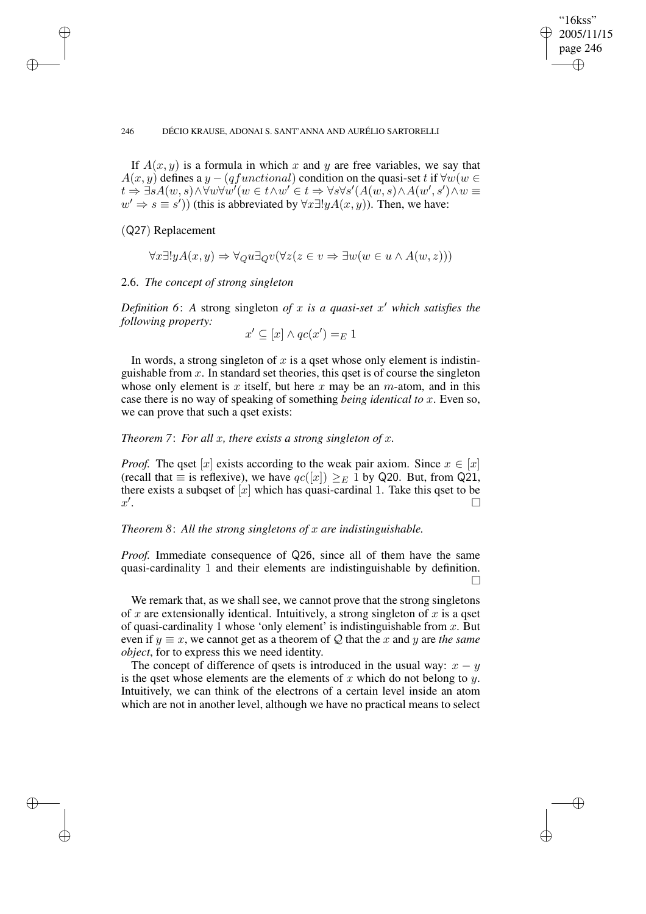If $A(x, y)$ is a formula in which $x$ and $y$ are free variables, we say that $A(x, y)$ defines a $y - (qfunctional)$ condition on the quasi-set $t$ if $\forall w(w \in t \Rightarrow \exists s A(w, s) \wedge \forall w \forall w'(w \in t \wedge w' \in t \Rightarrow \forall s \forall s'(A(w, s) \wedge A(w', s') \wedge w \equiv w' \Rightarrow s \equiv s'))$ (this is abbreviated by $\forall x \exists! y A(x, y)$). Then, we have:

(Q27) Replacement

$$\forall x \exists! y A(x, y) \Rightarrow \forall_Q u \exists_Q v(\forall z(z \in v \Rightarrow \exists w(w \in u \wedge A(w, z)))$$

## 2.6. *The concept of strong singleton*

*Definition 6*: *A* strong singleton *of $x$ is a quasi-set $x'$ which satisfies the following property:*

$$x' \subseteq [x] \wedge qc(x') =_E 1$$

In words, a strong singleton of $x$ is a qset whose only element is indistinguishable from $x$. In standard set theories, this qset is of course the singleton whose only element is $x$ itself, but here $x$ may be an $m$-atom, and in this case there is no way of speaking of something *being identical to* $x$. Even so, we can prove that such a qset exists:

*Theorem 7*: *For all $x$, there exists a strong singleton of $x$.*

*Proof.* The qset $[x]$ exists according to the weak pair axiom. Since $x \in [x]$ (recall that $\equiv$ is reflexive), we have $qc([x]) \geq_E 1$ by Q20. But, from Q21, there exists a subqset of $[x]$ which has quasi-cardinal 1. Take this qset to be $x'$. □

*Theorem 8*: *All the strong singletons of $x$ are indistinguishable.*

*Proof.* Immediate consequence of Q26, since all of them have the same quasi-cardinality 1 and their elements are indistinguishable by definition. □

We remark that, as we shall see, we cannot prove that the strong singletons of $x$ are extensionally identical. Intuitively, a strong singleton of $x$ is a qset of quasi-cardinality 1 whose 'only element' is indistinguishable from $x$. But even if $y \equiv x$, we cannot get as a theorem of $\mathcal{Q}$ that the $x$ and $y$ are *the same object*, for to express this we need identity.

The concept of difference of qsets is introduced in the usual way: $x - y$ is the qset whose elements are the elements of $x$ which do not belong to $y$. Intuitively, we can think of the electrons of a certain level inside an atom which are not in another level, although we have no practical means to select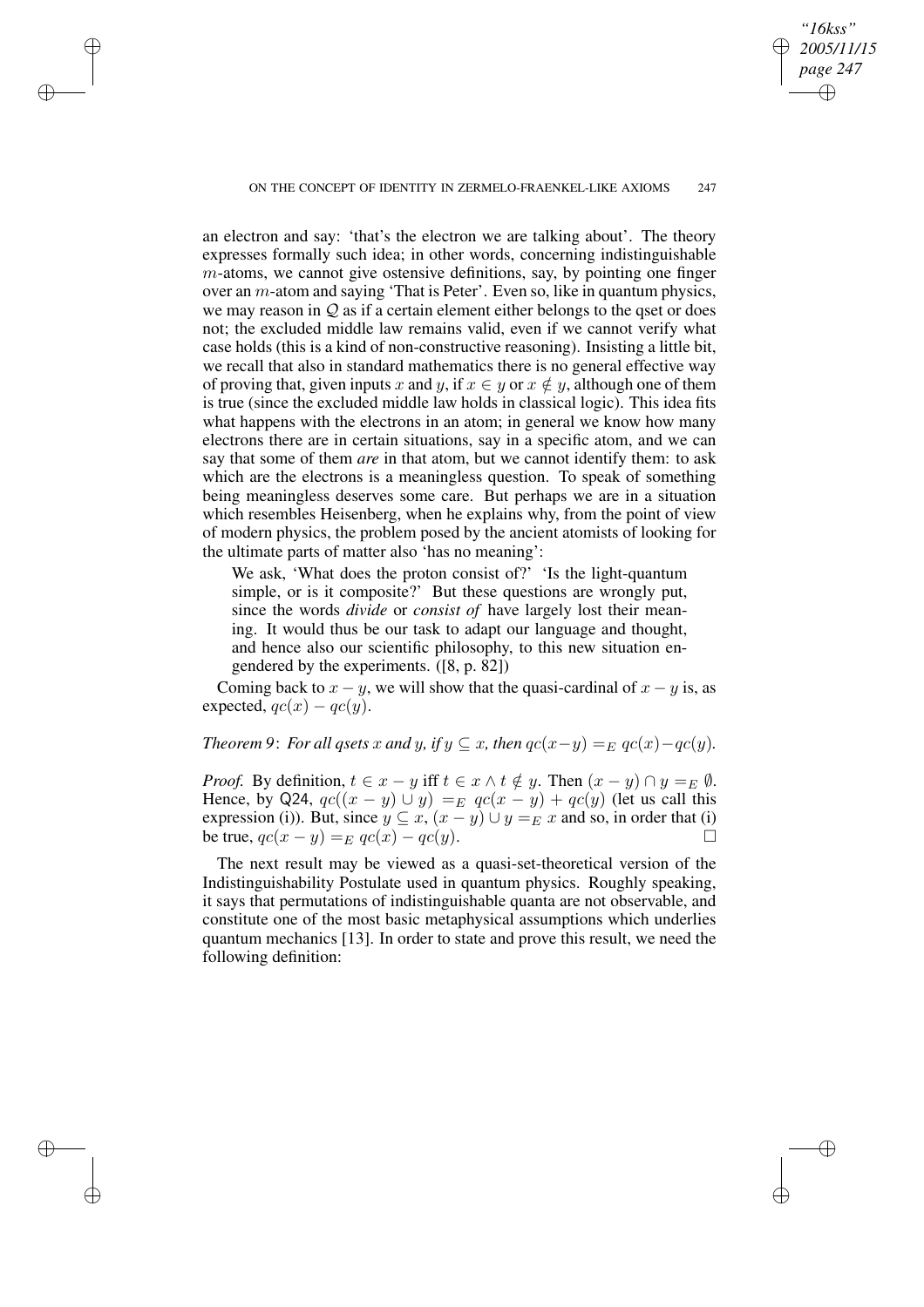an electron and say: 'that's the electron we are talking about'. The theory expresses formally such idea; in other words, concerning indistinguishable $m$-atoms, we cannot give ostensive definitions, say, by pointing one finger over an $m$-atom and saying 'That is Peter'. Even so, like in quantum physics, we may reason in $\mathcal{Q}$ as if a certain element either belongs to the qset or does not; the excluded middle law remains valid, even if we cannot verify what case holds (this is a kind of non-constructive reasoning). Insisting a little bit, we recall that also in standard mathematics there is no general effective way of proving that, given inputs $x$ and $y$, if $x \in y$ or $x \notin y$, although one of them is true (since the excluded middle law holds in classical logic). This idea fits what happens with the electrons in an atom; in general we know how many electrons there are in certain situations, say in a specific atom, and we can say that some of them *are* in that atom, but we cannot identify them: to ask which are the electrons is a meaningless question. To speak of something being meaningless deserves some care. But perhaps we are in a situation which resembles Heisenberg, when he explains why, from the point of view of modern physics, the problem posed by the ancient atomists of looking for the ultimate parts of matter also 'has no meaning':

> We ask, 'What does the proton consist of?' 'Is the light-quantum simple, or is it composite?' But these questions are wrongly put, since the words *divide* or *consist of* have largely lost their meaning. It would thus be our task to adapt our language and thought, and hence also our scientific philosophy, to this new situation engendered by the experiments. ([8, p. 82])

Coming back to $x - y$, we will show that the quasi-cardinal of $x - y$ is, as expected, $qc(x) - qc(y)$.

*Theorem 9*: *For all qsets $x$ and $y$, if $y \subseteq x$, then $qc(x-y) =_E qc(x)-qc(y)$.*

*Proof.* By definition, $t \in x - y$ iff $t \in x \wedge t \notin y$. Then $(x - y) \cap y =_E \emptyset$. Hence, by Q24, $qc((x - y) \cup y) =_E qc(x - y) + qc(y)$ (let us call this expression (i)). But, since $y \subseteq x$, $(x - y) \cup y =_E x$ and so, in order that (i) be true, $qc(x - y) =_E qc(x) - qc(y)$. □

The next result may be viewed as a quasi-set-theoretical version of the Indistinguishability Postulate used in quantum physics. Roughly speaking, it says that permutations of indistinguishable quanta are not observable, and constitute one of the most basic metaphysical assumptions which underlies quantum mechanics [13]. In order to state and prove this result, we need the following definition: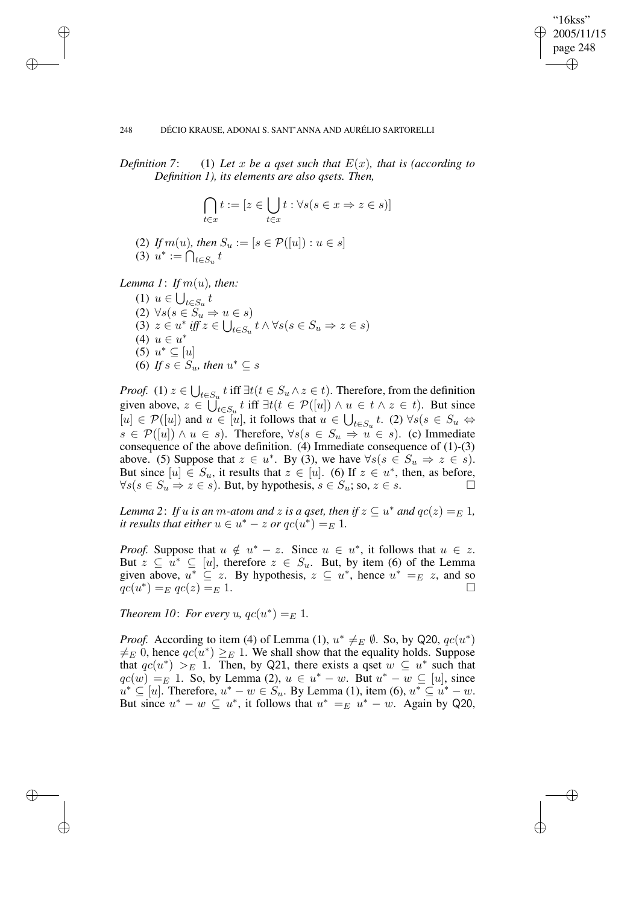*Definition 7*: (1) *Let $x$ be a qset such that $E(x)$, that is (according to Definition 1), its elements are also qsets. Then,*

$$\bigcap_{t\in x} t := [z \in \bigcup_{t\in x} t : \forall s(s \in x \Rightarrow z \in s)]$$

(2) *If $m(u)$, then $S_u := [s \in \mathcal{P}([u]) : u \in s]$*

(3) $u^* := \bigcap_{t\in S_u} t$

*Lemma 1*: *If $m(u)$, then:*

(1) $u \in \bigcup_{t\in S_u} t$

(2) $\forall s(s \in S_u \Rightarrow u \in s)$

(3) $z \in u^*$ *iff* $z \in \bigcup_{t\in S_u} t \wedge \forall s(s \in S_u \Rightarrow z \in s)$

(4) $u \in u^*$

(5) $u^* \subseteq [u]$

(6) *If $s \in S_u$, then $u^* \subseteq s$*

*Proof.* (1) $z \in \bigcup_{t\in S_u} t$ iff $\exists t(t \in S_u \wedge z \in t)$. Therefore, from the definition given above, $z \in \bigcup_{t\in S_u} t$ iff $\exists t(t \in \mathcal{P}([u]) \wedge u \in t \wedge z \in t)$. But since $[u] \in \mathcal{P}([u])$ and $u \in [u]$, it follows that $u \in \bigcup_{t\in S_u} t$. (2) $\forall s(s \in S_u \Leftrightarrow s \in \mathcal{P}([u]) \wedge u \in s)$. Therefore, $\forall s(s \in S_u \Rightarrow u \in s)$. (c) Immediate consequence of the above definition. (4) Immediate consequence of (1)-(3) above. (5) Suppose that $z \in u^*$. By (3), we have $\forall s(s \in S_u \Rightarrow z \in s)$. But since $[u] \in S_u$, it results that $z \in [u]$. (6) If $z \in u^*$, then, as before, $\forall s(s \in S_u \Rightarrow z \in s)$. But, by hypothesis, $s \in S_u$; so, $z \in s$. □

*Lemma 2*: *If $u$ is an $m$-atom and $z$ is a qset, then if $z \subseteq u^*$ and $qc(z) =_E 1$, it results that either $u \in u^* - z$ or $qc(u^*) =_E 1$.*

*Proof.* Suppose that $u \notin u^* - z$. Since $u \in u^*$, it follows that $u \in z$. But $z \subseteq u^* \subseteq [u]$, therefore $z \in S_u$. But, by item (6) of the Lemma given above, $u^* \subseteq z$. By hypothesis, $z \subseteq u^*$, hence $u^* =_E z$, and so $qc(u^*) =_E qc(z) =_E 1$. □

*Theorem 10*: *For every $u$, $qc(u^*) =_E 1$.*

*Proof.* According to item (4) of Lemma (1), $u^* \neq_E \emptyset$. So, by Q20, $qc(u^*) \neq_E 0$, hence $qc(u^*) \geq_E 1$. We shall show that the equality holds. Suppose that $qc(u^*) >_E 1$. Then, by Q21, there exists a qset $w \subseteq u^*$ such that $qc(w) =_E 1$. So, by Lemma (2), $u \in u^* - w$. But $u^* - w \subseteq [u]$, since $u^* \subseteq [u]$. Therefore, $u^* - w \in S_u$. By Lemma (1), item (6), $u^* \subseteq u^* - w$. But since $u^* - w \subseteq u^*$, it follows that $u^* =_E u^* - w$. Again by Q20,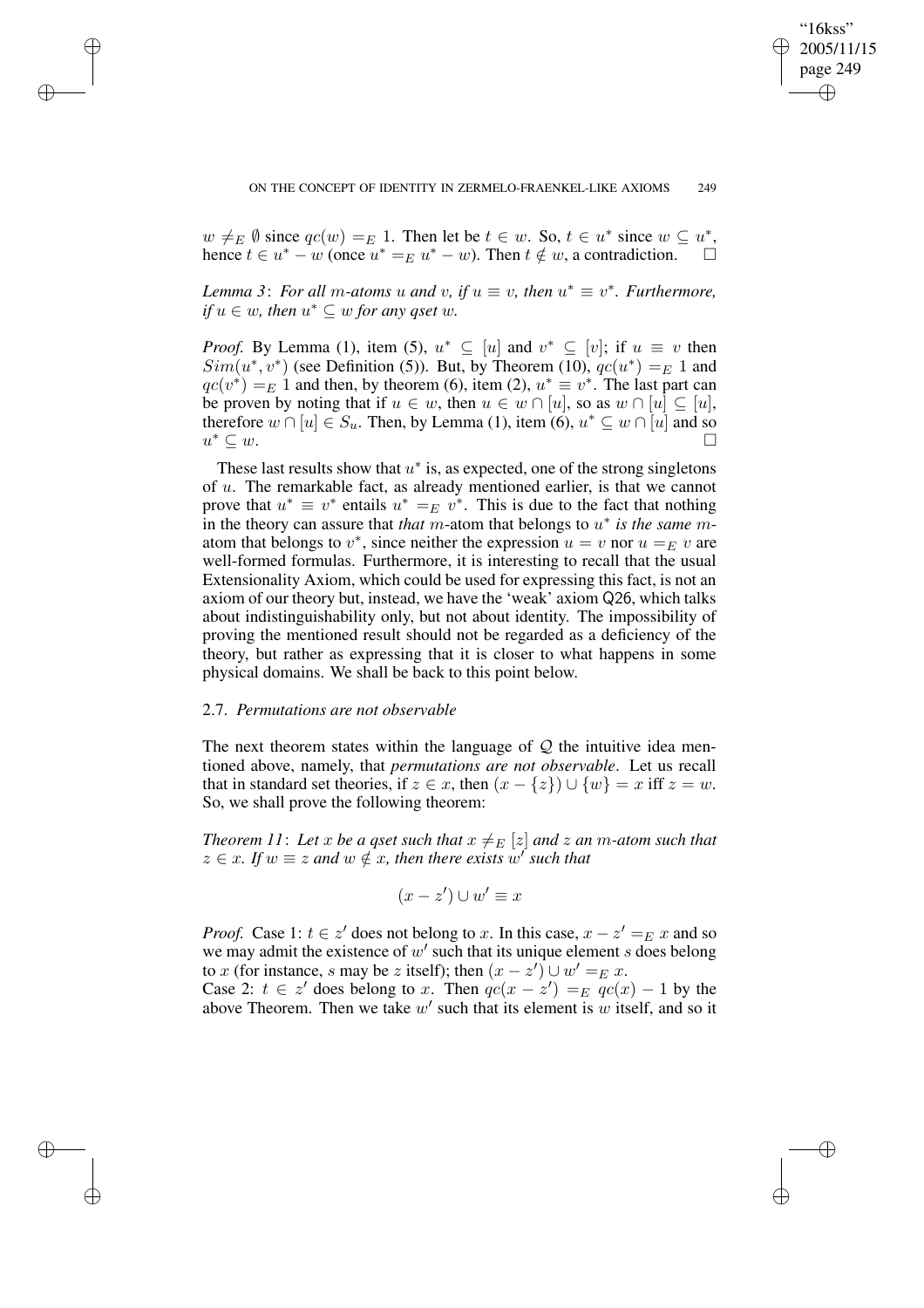$w \neq_E \emptyset$ since $qc(w) =_E 1$. Then let be $t \in w$. So, $t \in u^*$ since $w \subseteq u^*$, hence $t \in u^* - w$ (once $u^* =_E u^* - w$). Then $t \notin w$, a contradiction. □

*Lemma 3*: *For all $m$-atoms $u$ and $v$, if $u \equiv v$, then $u^* \equiv v^*$. Furthermore, if $u \in w$, then $u^* \subseteq w$ for any qset $w$.*

*Proof.* By Lemma (1), item (5), $u^* \subseteq [u]$ and $v^* \subseteq [v]$; if $u \equiv v$ then $Sim(u^*, v^*)$ (see Definition (5)). But, by Theorem (10), $qc(u^*) =_E 1$ and $qc(v^*) =_E 1$ and then, by theorem (6), item (2), $u^* \equiv v^*$. The last part can be proven by noting that if $u \in w$, then $u \in w \cap [u]$, so as $w \cap [u] \subseteq [u]$, therefore $w \cap [u] \in S_u$. Then, by Lemma (1), item (6), $u^* \subseteq w \cap [u]$ and so $u^* \subseteq w$. □

These last results show that $u^*$ is, as expected, one of the strong singletons of $u$. The remarkable fact, as already mentioned earlier, is that we cannot prove that $u^* \equiv v^*$ entails $u^* =_E v^*$. This is due to the fact that nothing in the theory can assure that *that* $m$-atom that belongs to $u^*$ *is the same* $m$-atom that belongs to $v^*$, since neither the expression $u = v$ nor $u =_E v$ are well-formed formulas. Furthermore, it is interesting to recall that the usual Extensionality Axiom, which could be used for expressing this fact, is not an axiom of our theory but, instead, we have the 'weak' axiom Q26, which talks about indistinguishability only, but not about identity. The impossibility of proving the mentioned result should not be regarded as a deficiency of the theory, but rather as expressing that it is closer to what happens in some physical domains. We shall be back to this point below.

### 2.7. *Permutations are not observable*

The next theorem states within the language of $\mathcal{Q}$ the intuitive idea mentioned above, namely, that *permutations are not observable*. Let us recall that in standard set theories, if $z \in x$, then $(x - \{z\}) \cup \{w\} = x$ iff $z = w$. So, we shall prove the following theorem:

*Theorem 11*: *Let $x$ be a qset such that $x \neq_E [z]$ and $z$ an $m$-atom such that $z \in x$. If $w \equiv z$ and $w \notin x$, then there exists $w'$ such that*

$$(x - z') \cup w' \equiv x$$

*Proof.* Case 1: $t \in z'$ does not belong to $x$. In this case, $x - z' =_E x$ and so we may admit the existence of $w'$ such that its unique element $s$ does belong to $x$ (for instance, $s$ may be $z$ itself); then $(x - z') \cup w' =_E x$.

Case 2: $t \in z'$ does belong to $x$. Then $qc(x - z') =_E qc(x) - 1$ by the above Theorem. Then we take $w'$ such that its element is $w$ itself, and so it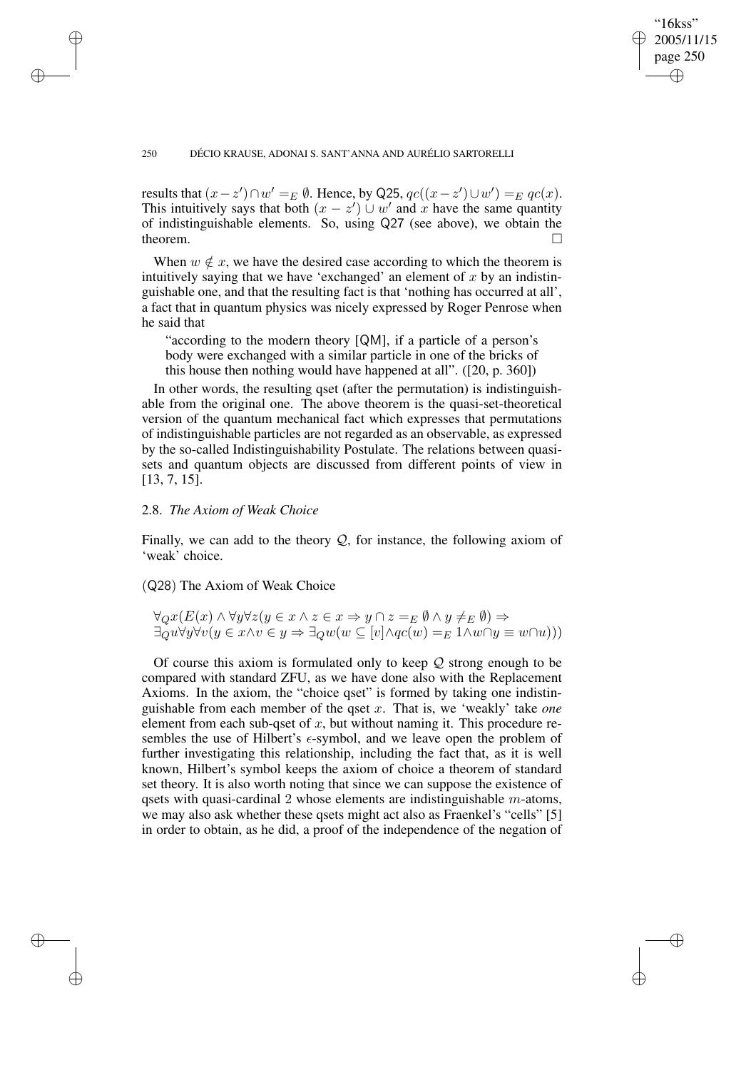results that $(x - z') \cap w' =_E \emptyset$. Hence, by Q25, $qc((x - z') \cup w') =_E qc(x)$. This intuitively says that both $(x - z') \cup w'$ and $x$ have the same quantity of indistinguishable elements. So, using Q27 (see above), we obtain the theorem. □

When $w \notin x$, we have the desired case according to which the theorem is intuitively saying that we have 'exchanged' an element of $x$ by an indistinguishable one, and that the resulting fact is that 'nothing has occurred at all', a fact that in quantum physics was nicely expressed by Roger Penrose when he said that

> "according to the modern theory [QM], if a particle of a person's body were exchanged with a similar particle in one of the bricks of this house then nothing would have happened at all". ([20, p. 360])

In other words, the resulting qset (after the permutation) is indistinguishable from the original one. The above theorem is the quasi-set-theoretical version of the quantum mechanical fact which expresses that permutations of indistinguishable particles are not regarded as an observable, as expressed by the so-called Indistinguishability Postulate. The relations between quasi-sets and quantum objects are discussed from different points of view in [13, 7, 15].

### 2.8. *The Axiom of Weak Choice*

Finally, we can add to the theory $\mathcal{Q}$, for instance, the following axiom of 'weak' choice.

(Q28) The Axiom of Weak Choice

$$\forall_Q x(E(x) \wedge \forall y \forall z(y \in x \wedge z \in x \Rightarrow y \cap z =_E \emptyset \wedge y \neq_E \emptyset) \Rightarrow$$
$$\exists_Q u \forall y \forall v(y \in x \wedge v \in y \Rightarrow \exists_Q w(w \subseteq [v] \wedge qc(w) =_E 1 \wedge w \cap y \equiv w \cap u)))$$

Of course this axiom is formulated only to keep $\mathcal{Q}$ strong enough to be compared with standard ZFU, as we have done also with the Replacement Axioms. In the axiom, the "choice qset" is formed by taking one indistinguishable from each member of the qset $x$. That is, we 'weakly' take *one* element from each sub-qset of $x$, but without naming it. This procedure resembles the use of Hilbert's $\epsilon$-symbol, and we leave open the problem of further investigating this relationship, including the fact that, as it is well known, Hilbert's symbol keeps the axiom of choice a theorem of standard set theory. It is also worth noting that since we can suppose the existence of qsets with quasi-cardinal 2 whose elements are indistinguishable $m$-atoms, we may also ask whether these qsets might act also as Fraenkel's "cells" [5] in order to obtain, as he did, a proof of the independence of the negation of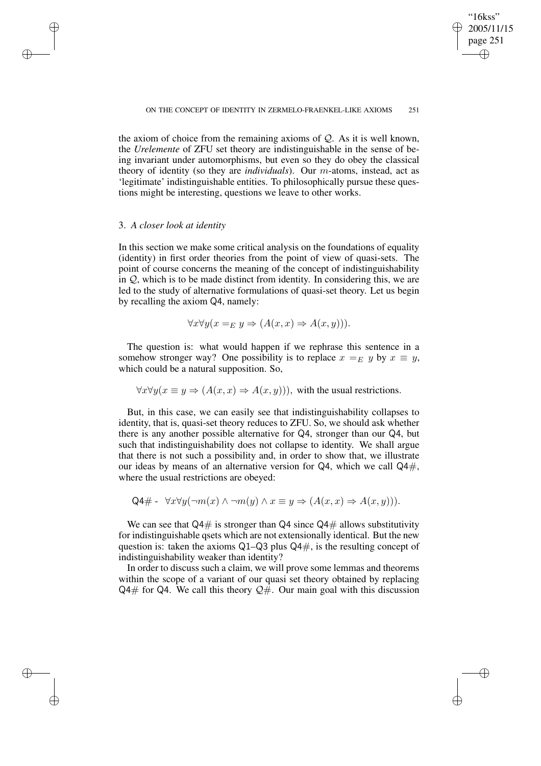the axiom of choice from the remaining axioms of $\mathcal{Q}$. As it is well known, the *Urelemente* of ZFU set theory are indistinguishable in the sense of being invariant under automorphisms, but even so they do obey the classical theory of identity (so they are *individuals*). Our $m$-atoms, instead, act as 'legitimate' indistinguishable entities. To philosophically pursue these questions might be interesting, questions we leave to other works.

## 3. *A closer look at identity*

In this section we make some critical analysis on the foundations of equality (identity) in first order theories from the point of view of quasi-sets. The point of course concerns the meaning of the concept of indistinguishability in $\mathcal{Q}$, which is to be made distinct from identity. In considering this, we are led to the study of alternative formulations of quasi-set theory. Let us begin by recalling the axiom Q4, namely:

$$\forall x \forall y (x =_E y \Rightarrow (A(x,x) \Rightarrow A(x,y))).$$

The question is: what would happen if we rephrase this sentence in a somehow stronger way? One possibility is to replace $x =_E y$ by $x \equiv y$, which could be a natural supposition. So,

$$\forall x \forall y (x \equiv y \Rightarrow (A(x,x) \Rightarrow A(x,y))), \text{ with the usual restrictions.}$$

But, in this case, we can easily see that indistinguishability collapses to identity, that is, quasi-set theory reduces to ZFU. So, we should ask whether there is any another possible alternative for Q4, stronger than our Q4, but such that indistinguishability does not collapse to identity. We shall argue that there is not such a possibility and, in order to show that, we illustrate our ideas by means of an alternative version for Q4, which we call Q4#, where the usual restrictions are obeyed:

$$\text{Q4\# - } \forall x \forall y (\neg m(x) \wedge \neg m(y) \wedge x \equiv y \Rightarrow (A(x,x) \Rightarrow A(x,y))).$$

We can see that Q4# is stronger than Q4 since Q4# allows substitutivity for indistinguishable qsets which are not extensionally identical. But the new question is: taken the axioms Q1–Q3 plus Q4#, is the resulting concept of indistinguishability weaker than identity?

In order to discuss such a claim, we will prove some lemmas and theorems within the scope of a variant of our quasi set theory obtained by replacing Q4# for Q4. We call this theory $\mathcal{Q}\#$. Our main goal with this discussion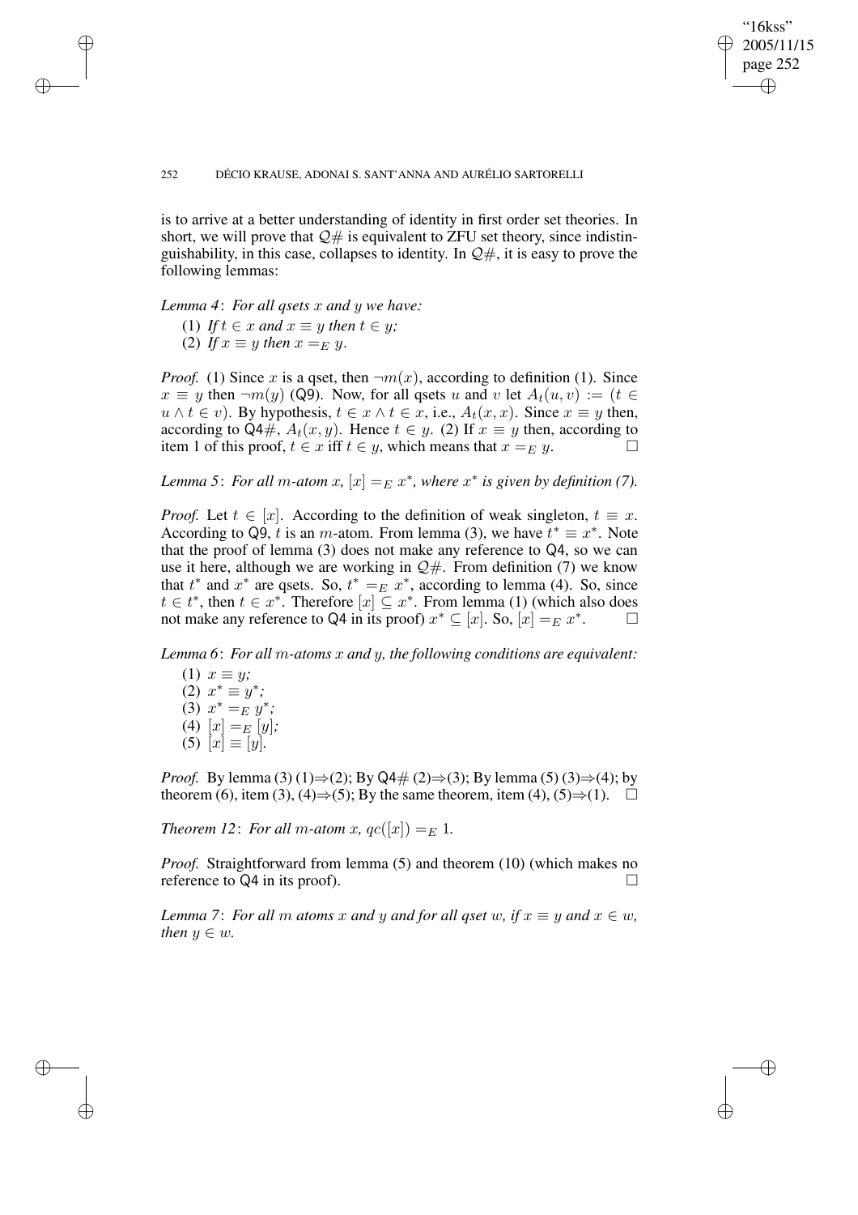is to arrive at a better understanding of identity in first order set theories. In short, we will prove that $\mathcal{Q}\#$ is equivalent to ZFU set theory, since indistinguishability, in this case, collapses to identity. In $\mathcal{Q}\#$, it is easy to prove the following lemmas:

*Lemma 4*: *For all qsets $x$ and $y$ we have:*

(1) *If $t \in x$ and $x \equiv y$ then $t \in y$;*
(2) *If $x \equiv y$ then $x =_E y$.*

*Proof.* (1) Since $x$ is a qset, then $\neg m(x)$, according to definition (1). Since $x \equiv y$ then $\neg m(y)$ (Q9). Now, for all qsets $u$ and $v$ let $A_t(u, v) := (t \in u \wedge t \in v)$. By hypothesis, $t \in x \wedge t \in x$, i.e., $A_t(x, x)$. Since $x \equiv y$ then, according to Q4#, $A_t(x, y)$. Hence $t \in y$. (2) If $x \equiv y$ then, according to item 1 of this proof, $t \in x$ iff $t \in y$, which means that $x =_E y$. □

*Lemma 5*: *For all $m$-atom $x$, $[x] =_E x^*$, where $x^*$ is given by definition (7).*

*Proof.* Let $t \in [x]$. According to the definition of weak singleton, $t \equiv x$. According to Q9, $t$ is an $m$-atom. From lemma (3), we have $t^* \equiv x^*$. Note that the proof of lemma (3) does not make any reference to Q4, so we can use it here, although we are working in $\mathcal{Q}\#$. From definition (7) we know that $t^*$ and $x^*$ are qsets. So, $t^* =_E x^*$, according to lemma (4). So, since $t \in t^*$, then $t \in x^*$. Therefore $[x] \subseteq x^*$. From lemma (1) (which also does not make any reference to Q4 in its proof) $x^* \subseteq [x]$. So, $[x] =_E x^*$. □

*Lemma 6*: *For all $m$-atoms $x$ and $y$, the following conditions are equivalent:*

(1) $x \equiv y$;
(2) $x^* \equiv y^*$;
(3) $x^* =_E y^*$;
(4) $[x] =_E [y]$;
(5) $[x] \equiv [y]$.

*Proof.* By lemma (3) (1)⇒(2); By Q4# (2)⇒(3); By lemma (5) (3)⇒(4); by theorem (6), item (3), (4)⇒(5); By the same theorem, item (4), (5)⇒(1). □

*Theorem 12*: *For all $m$-atom $x$, $qc([x]) =_E 1$.*

*Proof.* Straightforward from lemma (5) and theorem (10) (which makes no reference to Q4 in its proof). □

*Lemma 7*: *For all $m$ atoms $x$ and $y$ and for all qset $w$, if $x \equiv y$ and $x \in w$, then $y \in w$.*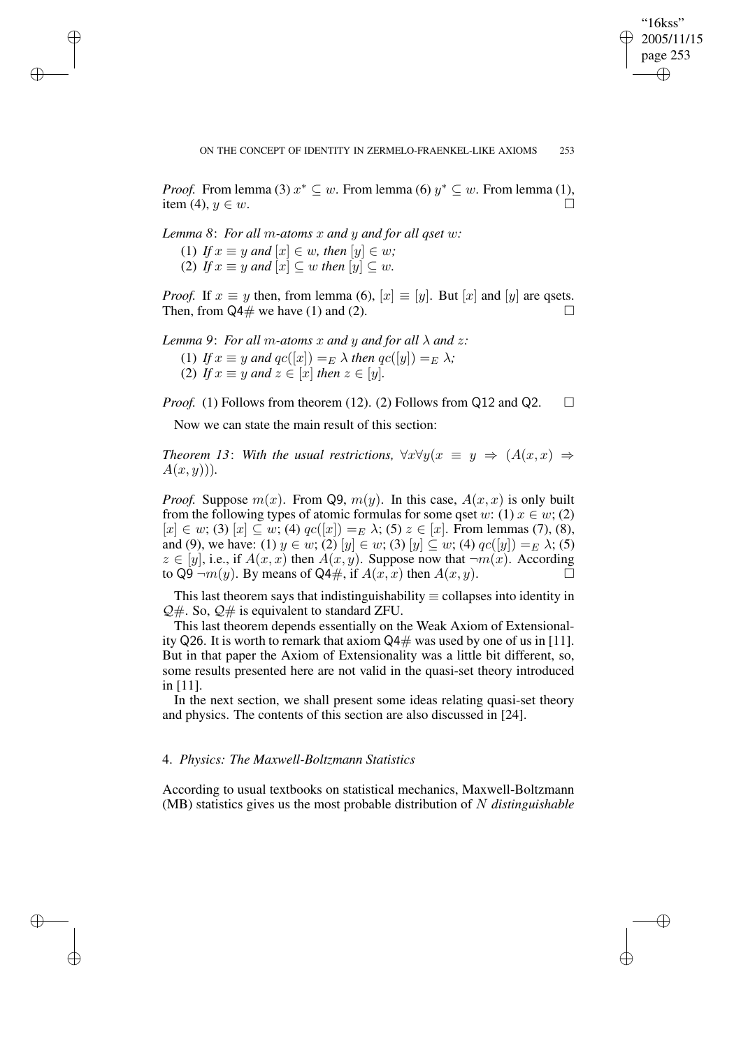*Proof.* From lemma (3) $x^* \subseteq w$. From lemma (6) $y^* \subseteq w$. From lemma (1), item (4), $y \in w$. □

*Lemma 8*: *For all $m$-atoms $x$ and $y$ and for all qset $w$:*

(1) *If $x \equiv y$ and $[x] \in w$, then $[y] \in w$;*
(2) *If $x \equiv y$ and $[x] \subseteq w$ then $[y] \subseteq w$.*

*Proof.* If $x \equiv y$ then, from lemma (6), $[x] \equiv [y]$. But $[x]$ and $[y]$ are qsets. Then, from Q4# we have (1) and (2). □

*Lemma 9*: *For all $m$-atoms $x$ and $y$ and for all $\lambda$ and $z$:*

(1) *If $x \equiv y$ and $qc([x]) =_E \lambda$ then $qc([y]) =_E \lambda$;*
(2) *If $x \equiv y$ and $z \in [x]$ then $z \in [y]$.*

*Proof.* (1) Follows from theorem (12). (2) Follows from Q12 and Q2. □

Now we can state the main result of this section:

*Theorem 13*: *With the usual restrictions,* $\forall x \forall y(x \equiv y \Rightarrow (A(x,x) \Rightarrow A(x,y)))$.

*Proof.* Suppose $m(x)$. From Q9, $m(y)$. In this case, $A(x,x)$ is only built from the following types of atomic formulas for some qset $w$: (1) $x \in w$; (2) $[x] \in w$; (3) $[x] \subseteq w$; (4) $qc([x]) =_E \lambda$; (5) $z \in [x]$. From lemmas (7), (8), and (9), we have: (1) $y \in w$; (2) $[y] \in w$; (3) $[y] \subseteq w$; (4) $qc([y]) =_E \lambda$; (5) $z \in [y]$, i.e., if $A(x,x)$ then $A(x,y)$. Suppose now that $\neg m(x)$. According to Q9 $\neg m(y)$. By means of Q4#, if $A(x,x)$ then $A(x,y)$. □

This last theorem says that indistinguishability $\equiv$ collapses into identity in $\mathcal{Q}\#$. So, $\mathcal{Q}\#$ is equivalent to standard ZFU.

This last theorem depends essentially on the Weak Axiom of Extensionality Q26. It is worth to remark that axiom Q4# was used by one of us in [11]. But in that paper the Axiom of Extensionality was a little bit different, so, some results presented here are not valid in the quasi-set theory introduced in [11].

In the next section, we shall present some ideas relating quasi-set theory and physics. The contents of this section are also discussed in [24].

## 4. *Physics: The Maxwell-Boltzmann Statistics*

According to usual textbooks on statistical mechanics, Maxwell-Boltzmann (MB) statistics gives us the most probable distribution of $N$ *distinguishable*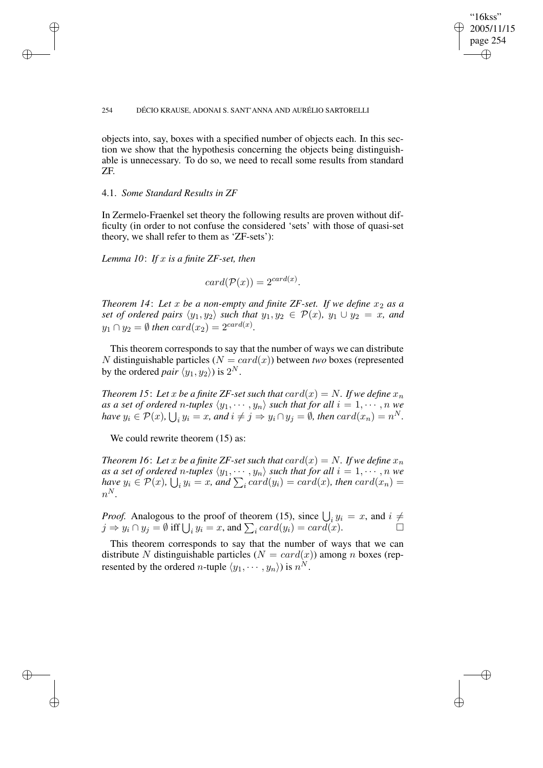objects into, say, boxes with a specified number of objects each. In this section we show that the hypothesis concerning the objects being distinguishable is unnecessary. To do so, we need to recall some results from standard ZF.

### 4.1. *Some Standard Results in ZF*

In Zermelo-Fraenkel set theory the following results are proven without difficulty (in order to not confuse the considered 'sets' with those of quasi-set theory, we shall refer to them as 'ZF-sets'):

*Lemma 10*: *If $x$ is a finite ZF-set, then*

$$card(\mathcal{P}(x)) = 2^{card(x)}.$$

*Theorem 14*: *Let $x$ be a non-empty and finite ZF-set. If we define $x_2$ as a set of ordered pairs $\langle y_1, y_2 \rangle$ such that $y_1, y_2 \in \mathcal{P}(x)$, $y_1 \cup y_2 = x$, and $y_1 \cap y_2 = \emptyset$ then $card(x_2) = 2^{card(x)}$.*

This theorem corresponds to say that the number of ways we can distribute $N$ distinguishable particles ($N = card(x)$) between *two* boxes (represented by the ordered *pair* $\langle y_1, y_2 \rangle$) is $2^N$.

*Theorem 15*: *Let $x$ be a finite ZF-set such that $card(x) = N$. If we define $x_n$ as a set of ordered $n$-tuples $\langle y_1, \cdots, y_n \rangle$ such that for all $i = 1, \cdots, n$ we have $y_i \in \mathcal{P}(x)$, $\bigcup_i y_i = x$, and $i \neq j \Rightarrow y_i \cap y_j = \emptyset$, then $card(x_n) = n^N$.*

We could rewrite theorem (15) as:

*Theorem 16*: *Let $x$ be a finite ZF-set such that $card(x) = N$. If we define $x_n$ as a set of ordered $n$-tuples $\langle y_1, \cdots, y_n \rangle$ such that for all $i = 1, \cdots, n$ we have $y_i \in \mathcal{P}(x)$, $\bigcup_i y_i = x$, and $\sum_i card(y_i) = card(x)$, then $card(x_n) = n^N$.*

*Proof.* Analogous to the proof of theorem (15), since $\bigcup_i y_i = x$, and $i \neq j \Rightarrow y_i \cap y_j = \emptyset$ iff $\bigcup_i y_i = x$, and $\sum_i card(y_i) = card(x)$. □

This theorem corresponds to say that the number of ways that we can distribute $N$ distinguishable particles ($N = card(x)$) among $n$ boxes (represented by the ordered $n$-tuple $\langle y_1, \cdots, y_n \rangle$) is $n^N$.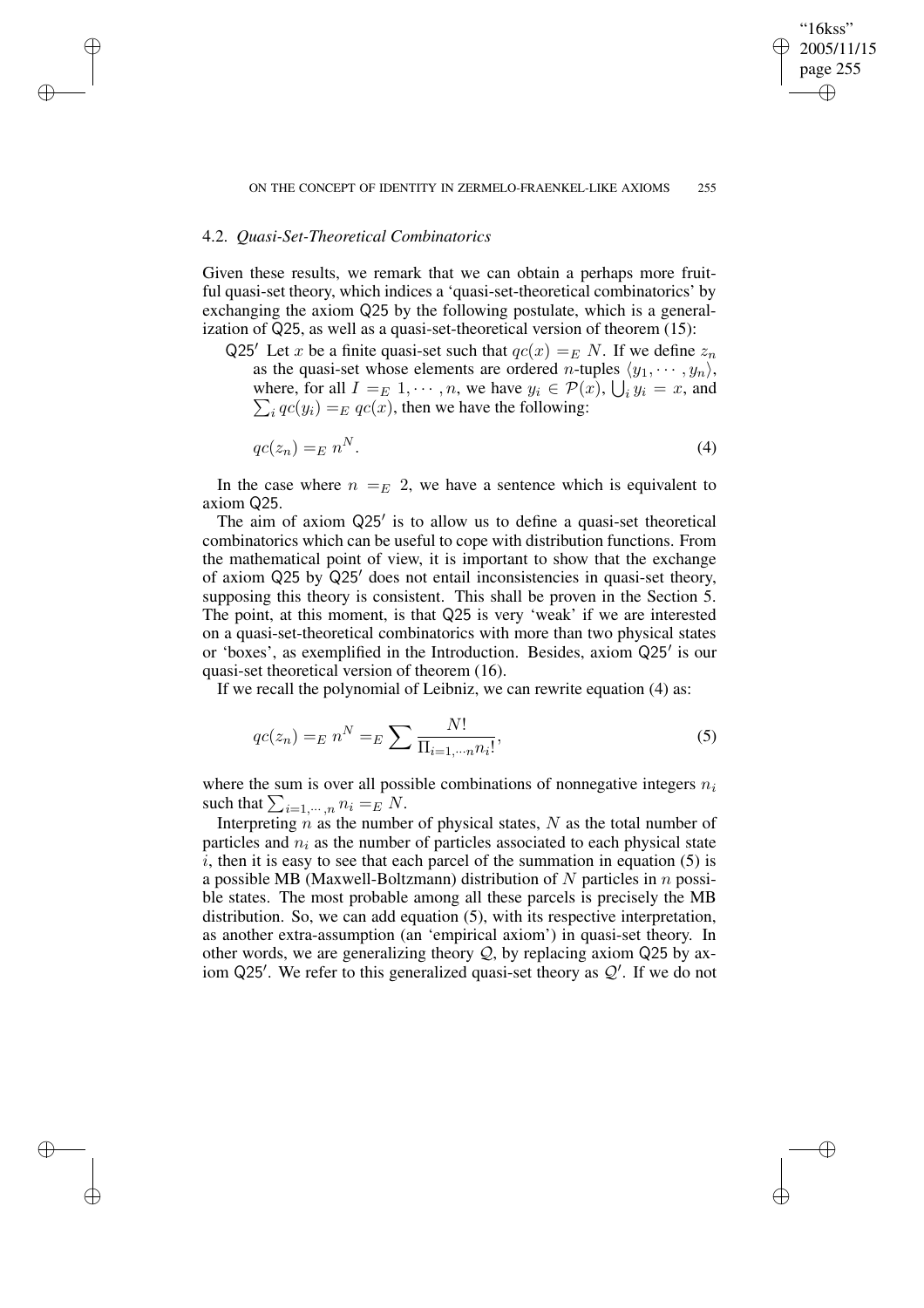### 4.2. *Quasi-Set-Theoretical Combinatorics*

Given these results, we remark that we can obtain a perhaps more fruitful quasi-set theory, which indices a 'quasi-set-theoretical combinatorics' by exchanging the axiom Q25 by the following postulate, which is a generalization of Q25, as well as a quasi-set-theoretical version of theorem (15):

Q25′ Let $x$ be a finite quasi-set such that $qc(x) =_E N$. If we define $z_n$ as the quasi-set whose elements are ordered $n$-tuples $\langle y_1, \cdots, y_n \rangle$, where, for all $I =_E 1, \cdots, n$, we have $y_i \in \mathcal{P}(x)$, $\bigcup_i y_i = x$, and $\sum_i qc(y_i) =_E qc(x)$, then we have the following:

$$qc(z_n) =_E n^N. \tag{4}$$

In the case where $n =_E 2$, we have a sentence which is equivalent to axiom Q25.

The aim of axiom Q25′ is to allow us to define a quasi-set theoretical combinatorics which can be useful to cope with distribution functions. From the mathematical point of view, it is important to show that the exchange of axiom Q25 by Q25′ does not entail inconsistencies in quasi-set theory, supposing this theory is consistent. This shall be proven in the Section 5. The point, at this moment, is that Q25 is very 'weak' if we are interested on a quasi-set-theoretical combinatorics with more than two physical states or 'boxes', as exemplified in the Introduction. Besides, axiom Q25′ is our quasi-set theoretical version of theorem (16).

If we recall the polynomial of Leibniz, we can rewrite equation (4) as:

$$qc(z_n) =_E n^N =_E \sum \frac{N!}{\Pi_{i=1,\cdots n} n_i!}, \tag{5}$$

where the sum is over all possible combinations of nonnegative integers $n_i$ such that $\sum_{i=1,\cdots,n} n_i =_E N$.

Interpreting $n$ as the number of physical states, $N$ as the total number of particles and $n_i$ as the number of particles associated to each physical state $i$, then it is easy to see that each parcel of the summation in equation (5) is a possible MB (Maxwell-Boltzmann) distribution of $N$ particles in $n$ possible states. The most probable among all these parcels is precisely the MB distribution. So, we can add equation (5), with its respective interpretation, as another extra-assumption (an 'empirical axiom') in quasi-set theory. In other words, we are generalizing theory $\mathcal{Q}$, by replacing axiom Q25 by axiom Q25′. We refer to this generalized quasi-set theory as $\mathcal{Q}'$. If we do not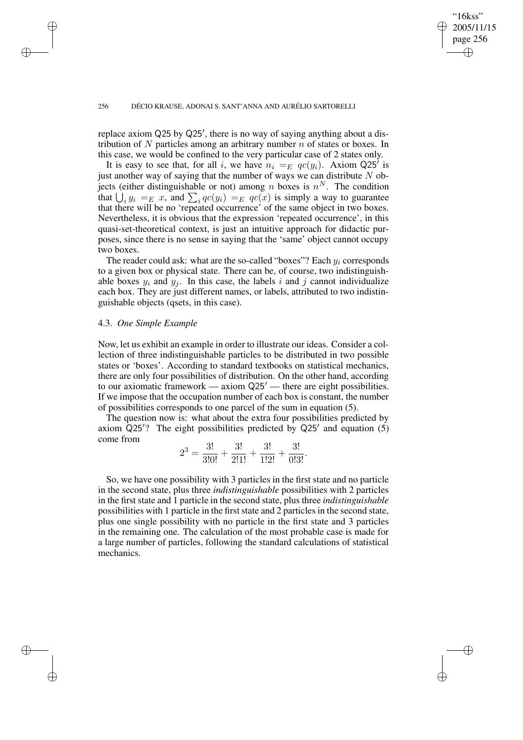replace axiom Q25 by Q25′, there is no way of saying anything about a distribution of $N$ particles among an arbitrary number $n$ of states or boxes. In this case, we would be confined to the very particular case of 2 states only.

It is easy to see that, for all $i$, we have $n_i =_E qc(y_i)$. Axiom Q25′ is just another way of saying that the number of ways we can distribute $N$ objects (either distinguishable or not) among $n$ boxes is $n^N$. The condition that $\bigcup_i y_i =_E x$, and $\sum_i qc(y_i) =_E qc(x)$ is simply a way to guarantee that there will be no 'repeated occurrence' of the same object in two boxes. Nevertheless, it is obvious that the expression 'repeated occurrence', in this quasi-set-theoretical context, is just an intuitive approach for didactic purposes, since there is no sense in saying that the 'same' object cannot occupy two boxes.

The reader could ask: what are the so-called "boxes"? Each $y_i$ corresponds to a given box or physical state. There can be, of course, two indistinguishable boxes $y_i$ and $y_j$. In this case, the labels $i$ and $j$ cannot individualize each box. They are just different names, or labels, attributed to two indistinguishable objects (qsets, in this case).

### 4.3. *One Simple Example*

Now, let us exhibit an example in order to illustrate our ideas. Consider a collection of three indistinguishable particles to be distributed in two possible states or 'boxes'. According to standard textbooks on statistical mechanics, there are only four possibilities of distribution. On the other hand, according to our axiomatic framework — axiom Q25′ — there are eight possibilities. If we impose that the occupation number of each box is constant, the number of possibilities corresponds to one parcel of the sum in equation (5).

The question now is: what about the extra four possibilities predicted by axiom Q25′? The eight possibilities predicted by Q25′ and equation (5) come from

$$2^3 = \frac{3!}{3!0!} + \frac{3!}{2!1!} + \frac{3!}{1!2!} + \frac{3!}{0!3!}.$$

So, we have one possibility with 3 particles in the first state and no particle in the second state, plus three *indistinguishable* possibilities with 2 particles in the first state and 1 particle in the second state, plus three *indistinguishable* possibilities with 1 particle in the first state and 2 particles in the second state, plus one single possibility with no particle in the first state and 3 particles in the remaining one. The calculation of the most probable case is made for a large number of particles, following the standard calculations of statistical mechanics.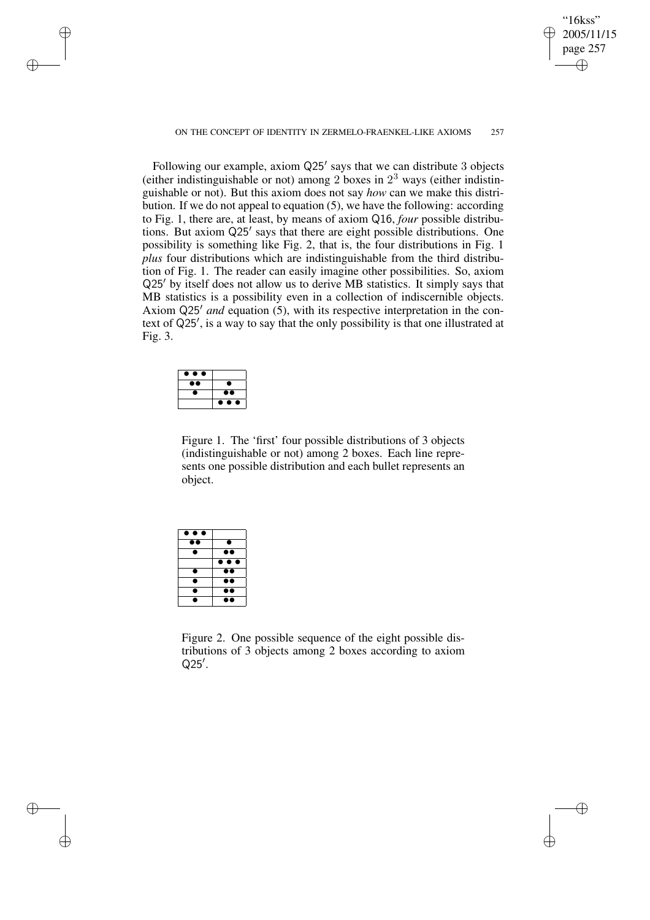Following our example, axiom Q25′ says that we can distribute 3 objects (either indistinguishable or not) among 2 boxes in $2^3$ ways (either indistinguishable or not). But this axiom does not say *how* can we make this distribution. If we do not appeal to equation (5), we have the following: according to Fig. 1, there are, at least, by means of axiom Q16, *four* possible distributions. But axiom Q25′ says that there are eight possible distributions. One possibility is something like Fig. 2, that is, the four distributions in Fig. 1 *plus* four distributions which are indistinguishable from the third distribution of Fig. 1. The reader can easily imagine other possibilities. So, axiom Q25′ by itself does not allow us to derive MB statistics. It simply says that MB statistics is a possibility even in a collection of indiscernible objects. Axiom Q25′ *and* equation (5), with its respective interpretation in the context of Q25′, is a way to say that the only possibility is that one illustrated at Fig. 3.

| | |
|---|---|
| ● ● ● | |
| ●● | ● |
| ● | ●● |
| | ● ● ● |

Figure 1. The 'first' four possible distributions of 3 objects (indistinguishable or not) among 2 boxes. Each line represents one possible distribution and each bullet represents an object.

| | |
|---|---|
| ● ● ● | |
| ●● | ● |
| ● | ●● |
| | ● ● ● |
| ● | ●● |
| ● | ●● |
| ● | ●● |
| ● | ●● |

Figure 2. One possible sequence of the eight possible distributions of 3 objects among 2 boxes according to axiom Q25′.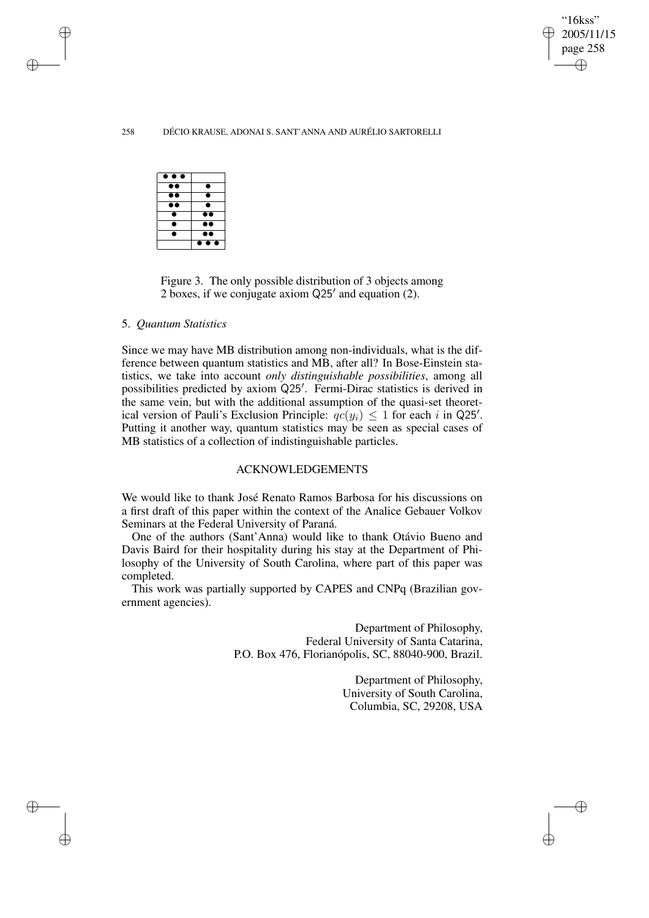| | |
|---|---|
| ● ● ● | |
| ●● | ● |
| ●● | ● |
| ●● | ● |
| ● | ●● |
| ● | ●● |
| ● | ●● |
| | ● ● ● |

Figure 3. The only possible distribution of 3 objects among 2 boxes, if we conjugate axiom Q25′ and equation (2).

## 5. *Quantum Statistics*

Since we may have MB distribution among non-individuals, what is the difference between quantum statistics and MB, after all? In Bose-Einstein statistics, we take into account *only distinguishable possibilities*, among all possibilities predicted by axiom Q25′. Fermi-Dirac statistics is derived in the same vein, but with the additional assumption of the quasi-set theoretical version of Pauli's Exclusion Principle: $qc(y_i) \leq 1$ for each $i$ in Q25′. Putting it another way, quantum statistics may be seen as special cases of MB statistics of a collection of indistinguishable particles.

### ACKNOWLEDGEMENTS

We would like to thank José Renato Ramos Barbosa for his discussions on a first draft of this paper within the context of the Analice Gebauer Volkov Seminars at the Federal University of Paraná.

One of the authors (Sant'Anna) would like to thank Otávio Bueno and Davis Baird for their hospitality during his stay at the Department of Philosophy of the University of South Carolina, where part of this paper was completed.

This work was partially supported by CAPES and CNPq (Brazilian government agencies).

Department of Philosophy,
Federal University of Santa Catarina,
P.O. Box 476, Florianópolis, SC, 88040-900, Brazil.

Department of Philosophy,
University of South Carolina,
Columbia, SC, 29208, USA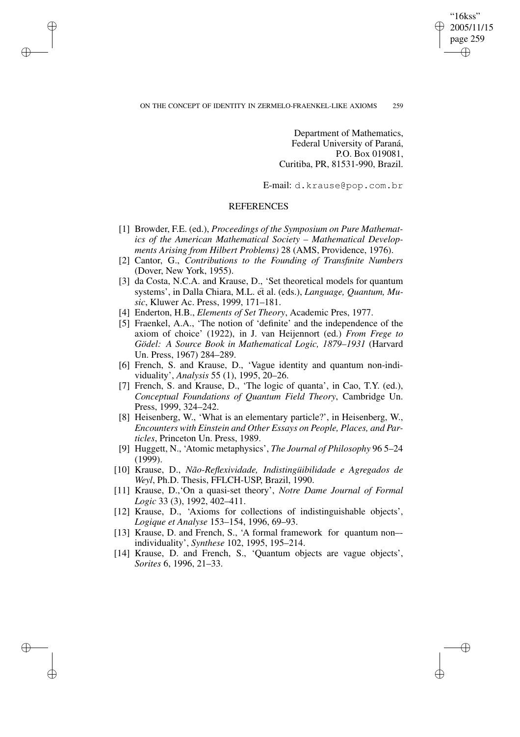Department of Mathematics,
Federal University of Paraná,
P.O. Box 019081,
Curitiba, PR, 81531-990, Brazil.

E-mail: d.krause@pop.com.br

## REFERENCES

[1] Browder, F.E. (ed.), *Proceedings of the Symposium on Pure Mathematics of the American Mathematical Society – Mathematical Developments Arising from Hilbert Problems)* 28 (AMS, Providence, 1976).

[2] Cantor, G., *Contributions to the Founding of Transfinite Numbers* (Dover, New York, 1955).

[3] da Costa, N.C.A. and Krause, D., 'Set theoretical models for quantum systems', in Dalla Chiara, M.L. ét al. (eds.), *Language, Quantum, Music*, Kluwer Ac. Press, 1999, 171–181.

[4] Enderton, H.B., *Elements of Set Theory*, Academic Pres, 1977.

[5] Fraenkel, A.A., 'The notion of 'definite' and the independence of the axiom of choice' (1922), in J. van Heijennort (ed.) *From Frege to Gödel: A Source Book in Mathematical Logic, 1879–1931* (Harvard Un. Press, 1967) 284–289.

[6] French, S. and Krause, D., 'Vague identity and quantum non-individuality', *Analysis* 55 (1), 1995, 20–26.

[7] French, S. and Krause, D., 'The logic of quanta', in Cao, T.Y. (ed.), *Conceptual Foundations of Quantum Field Theory*, Cambridge Un. Press, 1999, 324–242.

[8] Heisenberg, W., 'What is an elementary particle?', in Heisenberg, W., *Encounters with Einstein and Other Essays on People, Places, and Particles*, Princeton Un. Press, 1989.

[9] Huggett, N., 'Atomic metaphysics', *The Journal of Philosophy* 96 5–24 (1999).

[10] Krause, D., *Não-Reflexividade, Indistingüibilidade e Agregados de Weyl*, Ph.D. Thesis, FFLCH-USP, Brazil, 1990.

[11] Krause, D.,'On a quasi-set theory', *Notre Dame Journal of Formal Logic* 33 (3), 1992, 402–411.

[12] Krause, D., 'Axioms for collections of indistinguishable objects', *Logique et Analyse* 153–154, 1996, 69–93.

[13] Krause, D. and French, S., 'A formal framework for quantum non–-individuality', *Synthese* 102, 1995, 195–214.

[14] Krause, D. and French, S., 'Quantum objects are vague objects', *Sorites* 6, 1996, 21–33.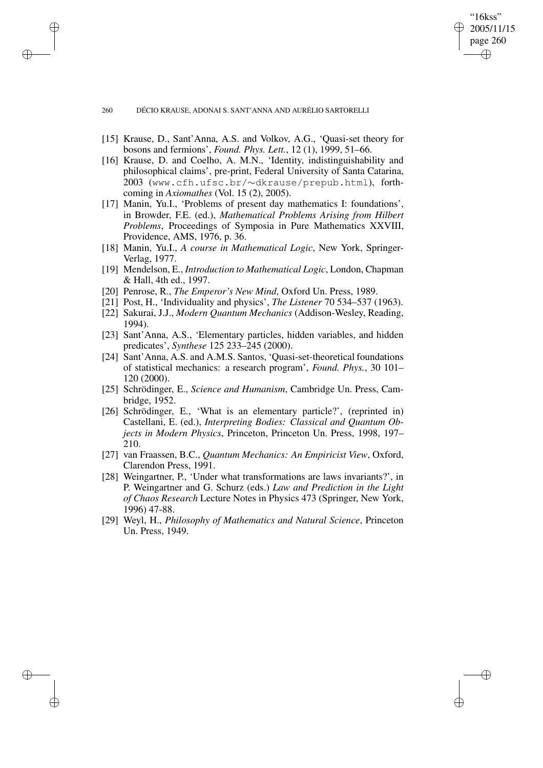[15] Krause, D., Sant'Anna, A.S. and Volkov, A.G., 'Quasi-set theory for bosons and fermions', *Found. Phys. Lett.*, 12 (1), 1999, 51–66.

[16] Krause, D. and Coelho, A. M.N., 'Identity, indistinguishability and philosophical claims', pre-print, Federal University of Santa Catarina, 2003 (`www.cfh.ufsc.br/∼dkrause/prepub.html`), forthcoming in *Axiomathes* (Vol. 15 (2), 2005).

[17] Manin, Yu.I., 'Problems of present day mathematics I: foundations', in Browder, F.E. (ed.), *Mathematical Problems Arising from Hilbert Problems*, Proceedings of Symposia in Pure Mathematics XXVIII, Providence, AMS, 1976, p. 36.

[18] Manin, Yu.I., *A course in Mathematical Logic*, New York, Springer-Verlag, 1977.

[19] Mendelson, E., *Introduction to Mathematical Logic*, London, Chapman & Hall, 4th ed., 1997.

[20] Penrose, R., *The Emperor's New Mind*, Oxford Un. Press, 1989.

[21] Post, H., 'Individuality and physics', *The Listener* 70 534–537 (1963).

[22] Sakurai, J.J., *Modern Quantum Mechanics* (Addison-Wesley, Reading, 1994).

[23] Sant'Anna, A.S., 'Elementary particles, hidden variables, and hidden predicates', *Synthese* 125 233–245 (2000).

[24] Sant'Anna, A.S. and A.M.S. Santos, 'Quasi-set-theoretical foundations of statistical mechanics: a research program', *Found. Phys.*, 30 101–120 (2000).

[25] Schrödinger, E., *Science and Humanism*, Cambridge Un. Press, Cambridge, 1952.

[26] Schrödinger, E., 'What is an elementary particle?', (reprinted in) Castellani, E. (ed.), *Interpreting Bodies: Classical and Quantum Objects in Modern Physics*, Princeton, Princeton Un. Press, 1998, 197–210.

[27] van Fraassen, B.C., *Quantum Mechanics: An Empiricist View*, Oxford, Clarendon Press, 1991.

[28] Weingartner, P., 'Under what transformations are laws invariants?', in P. Weingartner and G. Schurz (eds.) *Law and Prediction in the Light of Chaos Research* Lecture Notes in Physics 473 (Springer, New York, 1996) 47-88.

[29] Weyl, H., *Philosophy of Mathematics and Natural Science*, Princeton Un. Press, 1949.